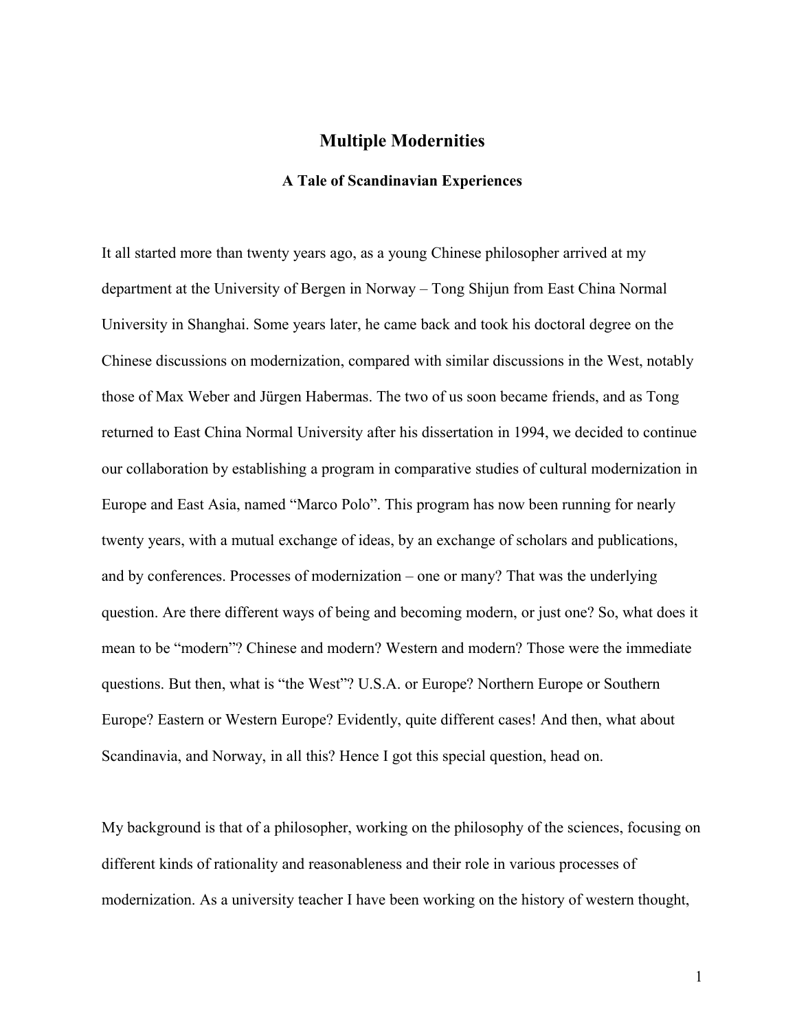# Multiple Modernities

## A Tale of Scandinavian Experiences

It all started more than twenty years ago, as a young Chinese philosopher arrived at my department at the University of Bergen in Norway – Tong Shijun from East China Normal University in Shanghai. Some years later, he came back and took his doctoral degree on the Chinese discussions on modernization, compared with similar discussions in the West, notably those of Max Weber and Jürgen Habermas. The two of us soon became friends, and as Tong returned to East China Normal University after his dissertation in 1994, we decided to continue our collaboration by establishing a program in comparative studies of cultural modernization in Europe and East Asia, named "Marco Polo". This program has now been running for nearly twenty years, with a mutual exchange of ideas, by an exchange of scholars and publications, and by conferences. Processes of modernization – one or many? That was the underlying question. Are there different ways of being and becoming modern, or just one? So, what does it mean to be "modern"? Chinese and modern? Western and modern? Those were the immediate questions. But then, what is "the West"? U.S.A. or Europe? Northern Europe or Southern Europe? Eastern or Western Europe? Evidently, quite different cases! And then, what about Scandinavia, and Norway, in all this? Hence I got this special question, head on.

My background is that of a philosopher, working on the philosophy of the sciences, focusing on different kinds of rationality and reasonableness and their role in various processes of modernization. As a university teacher I have been working on the history of western thought,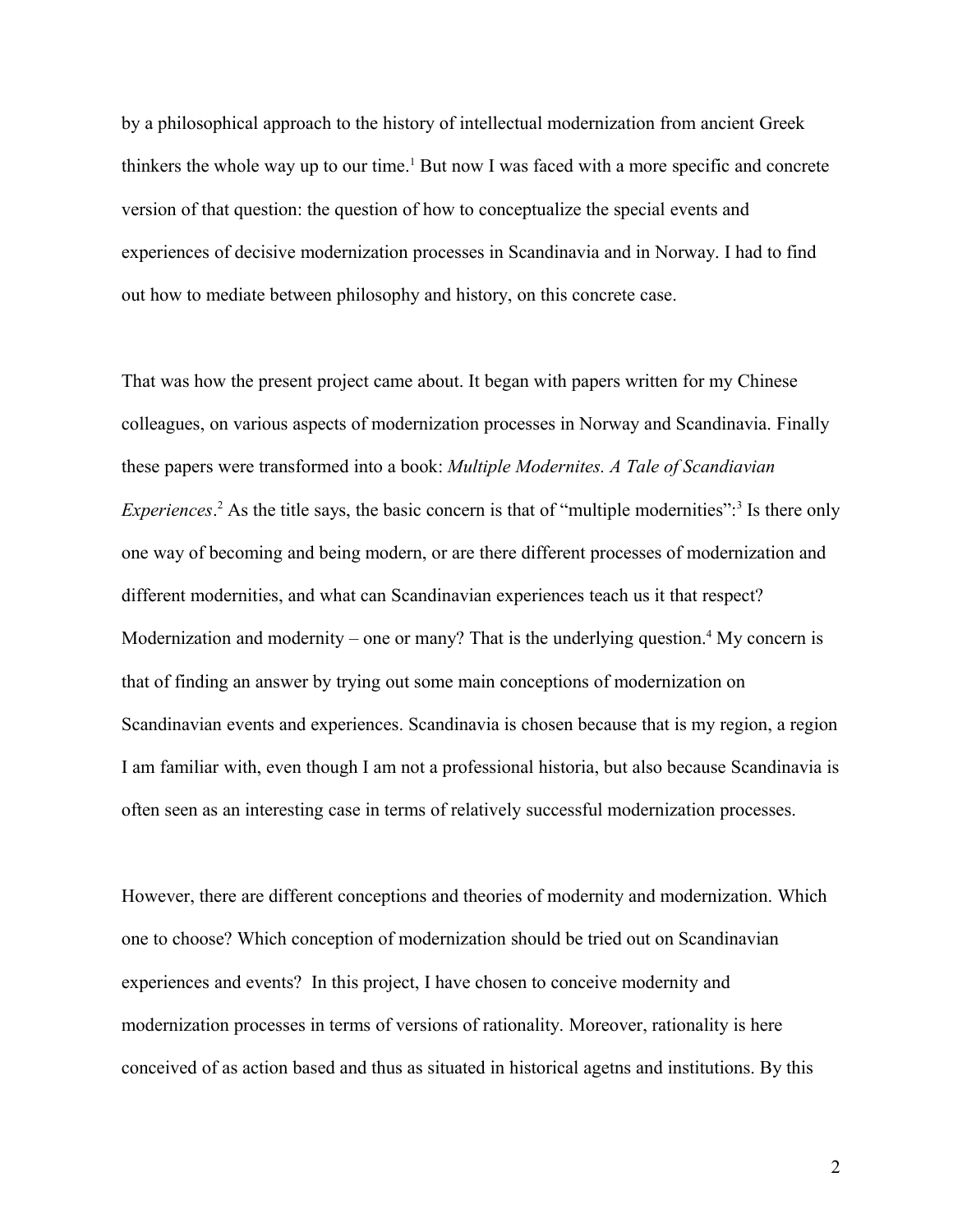by a philosophical approach to the history of intellectual modernization from ancient Greek thinkers the whole way up to our time.[1] But now I was faced with a more specific and concrete version of that question: the question of how to conceptualize the special events and experiences of decisive modernization processes in Scandinavia and in Norway. I had to find out how to mediate between philosophy and history, on this concrete case.

That was how the present project came about. It began with papers written for my Chinese colleagues, on various aspects of modernization processes in Norway and Scandinavia. Finally these papers were transformed into a book: *Multiple Modernites. A Tale of Scandiavian Experiences*.[2] As the title says, the basic concern is that of "multiple modernities":[3] Is there only one way of becoming and being modern, or are there different processes of modernization and different modernities, and what can Scandinavian experiences teach us it that respect? Modernization and modernity – one or many? That is the underlying question.[4] My concern is that of finding an answer by trying out some main conceptions of modernization on Scandinavian events and experiences. Scandinavia is chosen because that is my region, a region I am familiar with, even though I am not a professional historia, but also because Scandinavia is often seen as an interesting case in terms of relatively successful modernization processes.

However, there are different conceptions and theories of modernity and modernization. Which one to choose? Which conception of modernization should be tried out on Scandinavian experiences and events? In this project, I have chosen to conceive modernity and modernization processes in terms of versions of rationality. Moreover, rationality is here conceived of as action based and thus as situated in historical agetns and institutions. By this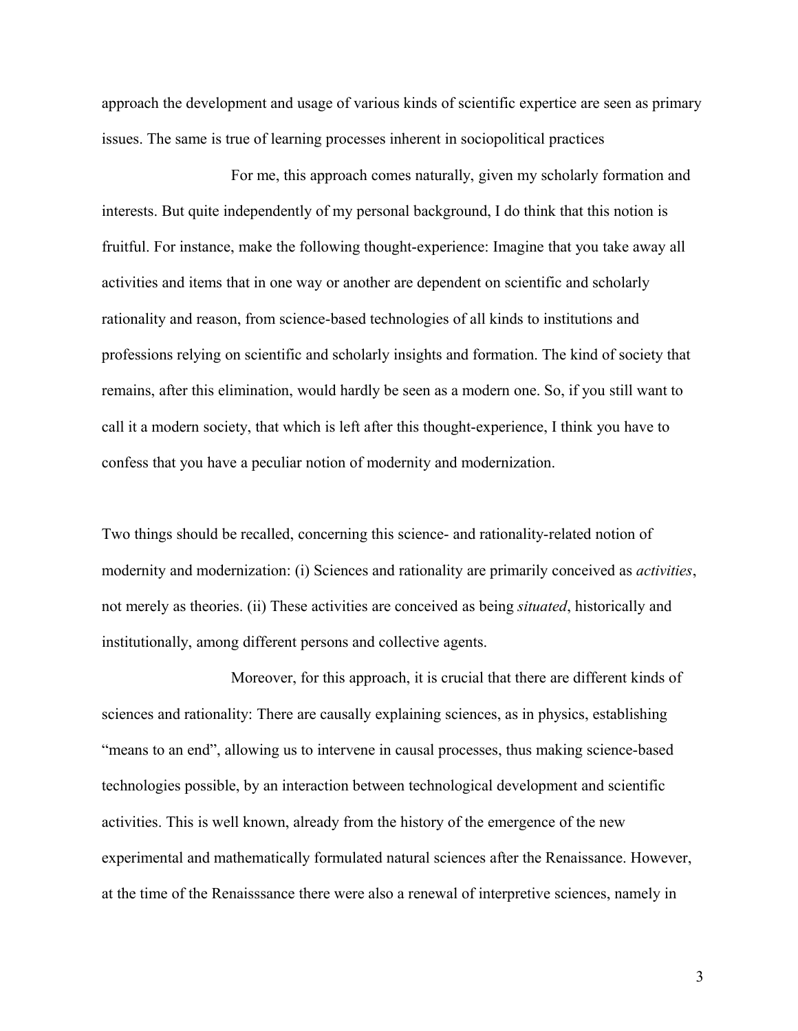approach the development and usage of various kinds of scientific expertice are seen as primary issues. The same is true of learning processes inherent in sociopolitical practices

For me, this approach comes naturally, given my scholarly formation and interests. But quite independently of my personal background, I do think that this notion is fruitful. For instance, make the following thought-experience: Imagine that you take away all activities and items that in one way or another are dependent on scientific and scholarly rationality and reason, from science-based technologies of all kinds to institutions and professions relying on scientific and scholarly insights and formation. The kind of society that remains, after this elimination, would hardly be seen as a modern one. So, if you still want to call it a modern society, that which is left after this thought-experience, I think you have to confess that you have a peculiar notion of modernity and modernization.

Two things should be recalled, concerning this science- and rationality-related notion of modernity and modernization: (i) Sciences and rationality are primarily conceived as *activities*, not merely as theories. (ii) These activities are conceived as being *situated*, historically and institutionally, among different persons and collective agents.

Moreover, for this approach, it is crucial that there are different kinds of sciences and rationality: There are causally explaining sciences, as in physics, establishing "means to an end", allowing us to intervene in causal processes, thus making science-based technologies possible, by an interaction between technological development and scientific activities. This is well known, already from the history of the emergence of the new experimental and mathematically formulated natural sciences after the Renaissance. However, at the time of the Renaisssance there were also a renewal of interpretive sciences, namely in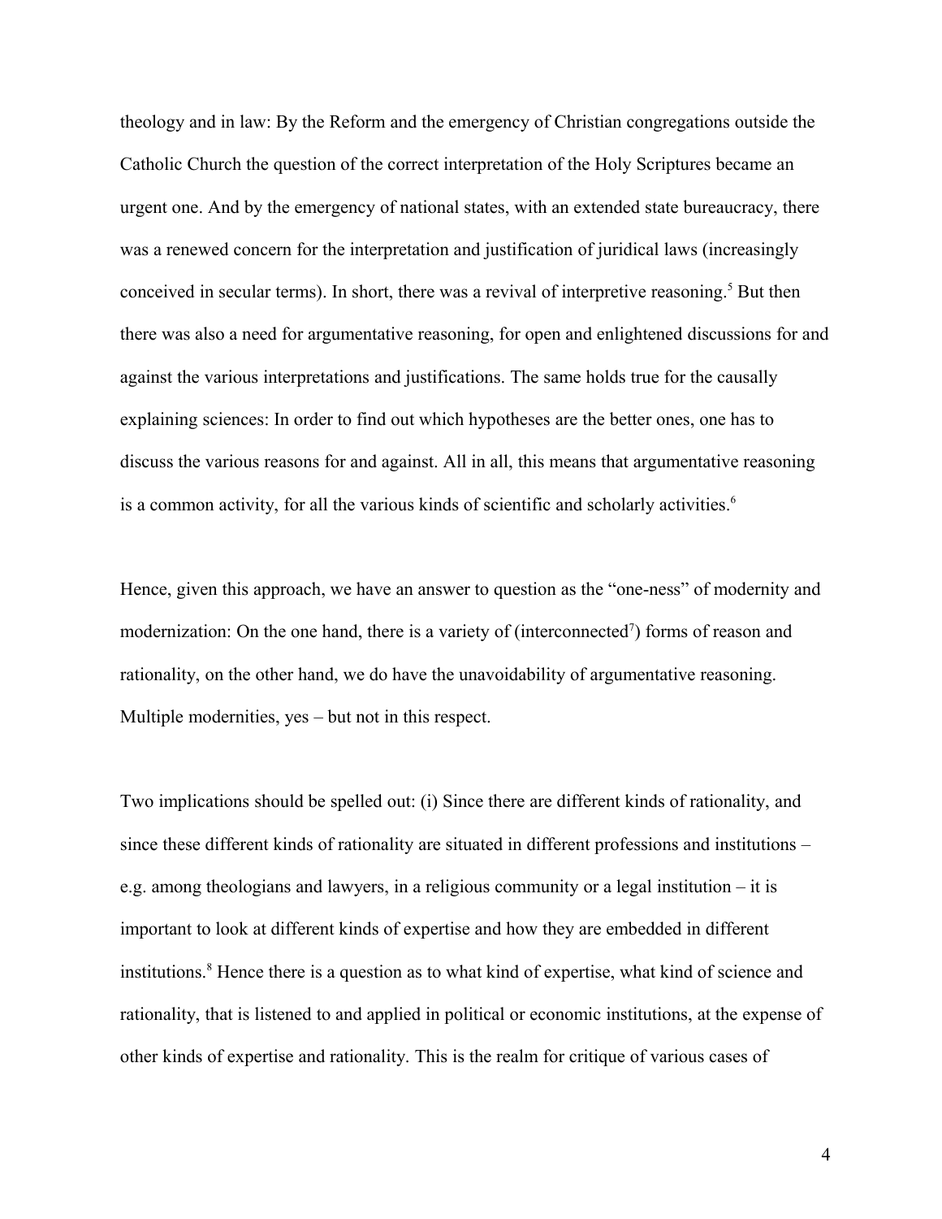theology and in law: By the Reform and the emergency of Christian congregations outside the Catholic Church the question of the correct interpretation of the Holy Scriptures became an urgent one. And by the emergency of national states, with an extended state bureaucracy, there was a renewed concern for the interpretation and justification of juridical laws (increasingly conceived in secular terms). In short, there was a revival of interpretive reasoning.[5] But then there was also a need for argumentative reasoning, for open and enlightened discussions for and against the various interpretations and justifications. The same holds true for the causally explaining sciences: In order to find out which hypotheses are the better ones, one has to discuss the various reasons for and against. All in all, this means that argumentative reasoning is a common activity, for all the various kinds of scientific and scholarly activities.[6]

Hence, given this approach, we have an answer to question as the "one-ness" of modernity and modernization: On the one hand, there is a variety of (interconnected[7]) forms of reason and rationality, on the other hand, we do have the unavoidability of argumentative reasoning. Multiple modernities, yes – but not in this respect.

Two implications should be spelled out: (i) Since there are different kinds of rationality, and since these different kinds of rationality are situated in different professions and institutions – e.g. among theologians and lawyers, in a religious community or a legal institution – it is important to look at different kinds of expertise and how they are embedded in different institutions.[8] Hence there is a question as to what kind of expertise, what kind of science and rationality, that is listened to and applied in political or economic institutions, at the expense of other kinds of expertise and rationality. This is the realm for critique of various cases of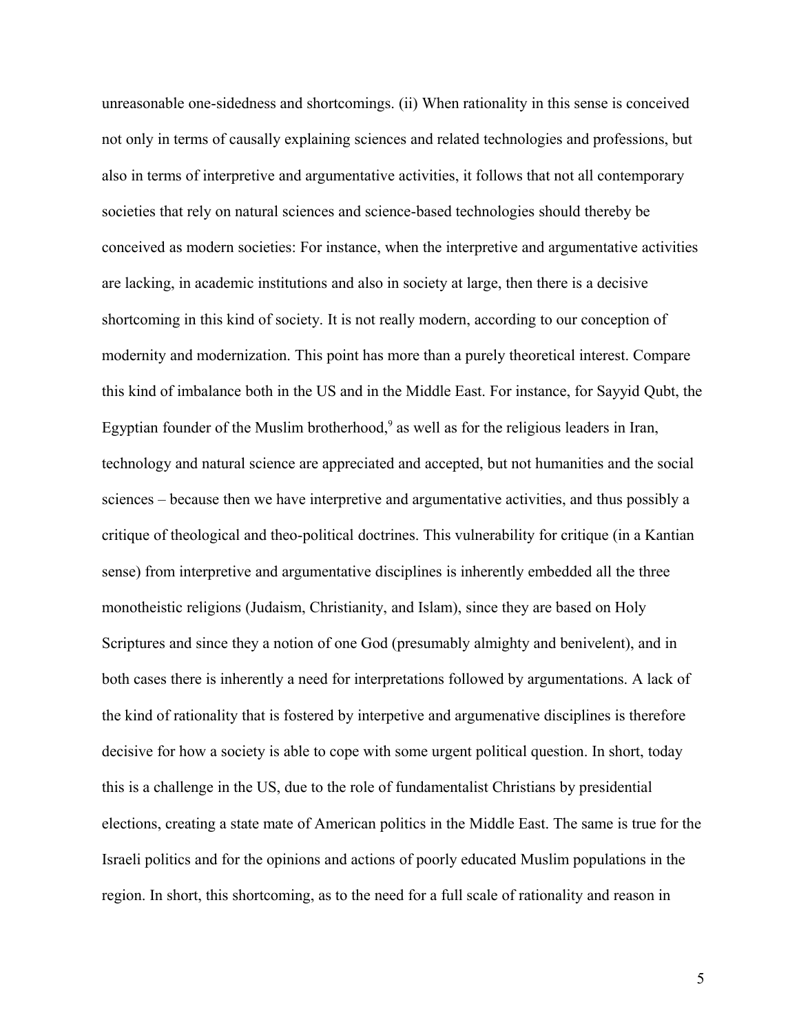unreasonable one-sidedness and shortcomings. (ii) When rationality in this sense is conceived not only in terms of causally explaining sciences and related technologies and professions, but also in terms of interpretive and argumentative activities, it follows that not all contemporary societies that rely on natural sciences and science-based technologies should thereby be conceived as modern societies: For instance, when the interpretive and argumentative activities are lacking, in academic institutions and also in society at large, then there is a decisive shortcoming in this kind of society. It is not really modern, according to our conception of modernity and modernization. This point has more than a purely theoretical interest. Compare this kind of imbalance both in the US and in the Middle East. For instance, for Sayyid Qubt, the Egyptian founder of the Muslim brotherhood,[9] as well as for the religious leaders in Iran, technology and natural science are appreciated and accepted, but not humanities and the social sciences – because then we have interpretive and argumentative activities, and thus possibly a critique of theological and theo-political doctrines. This vulnerability for critique (in a Kantian sense) from interpretive and argumentative disciplines is inherently embedded all the three monotheistic religions (Judaism, Christianity, and Islam), since they are based on Holy Scriptures and since they a notion of one God (presumably almighty and benivelent), and in both cases there is inherently a need for interpretations followed by argumentations. A lack of the kind of rationality that is fostered by interpetive and argumenative disciplines is therefore decisive for how a society is able to cope with some urgent political question. In short, today this is a challenge in the US, due to the role of fundamentalist Christians by presidential elections, creating a state mate of American politics in the Middle East. The same is true for the Israeli politics and for the opinions and actions of poorly educated Muslim populations in the region. In short, this shortcoming, as to the need for a full scale of rationality and reason in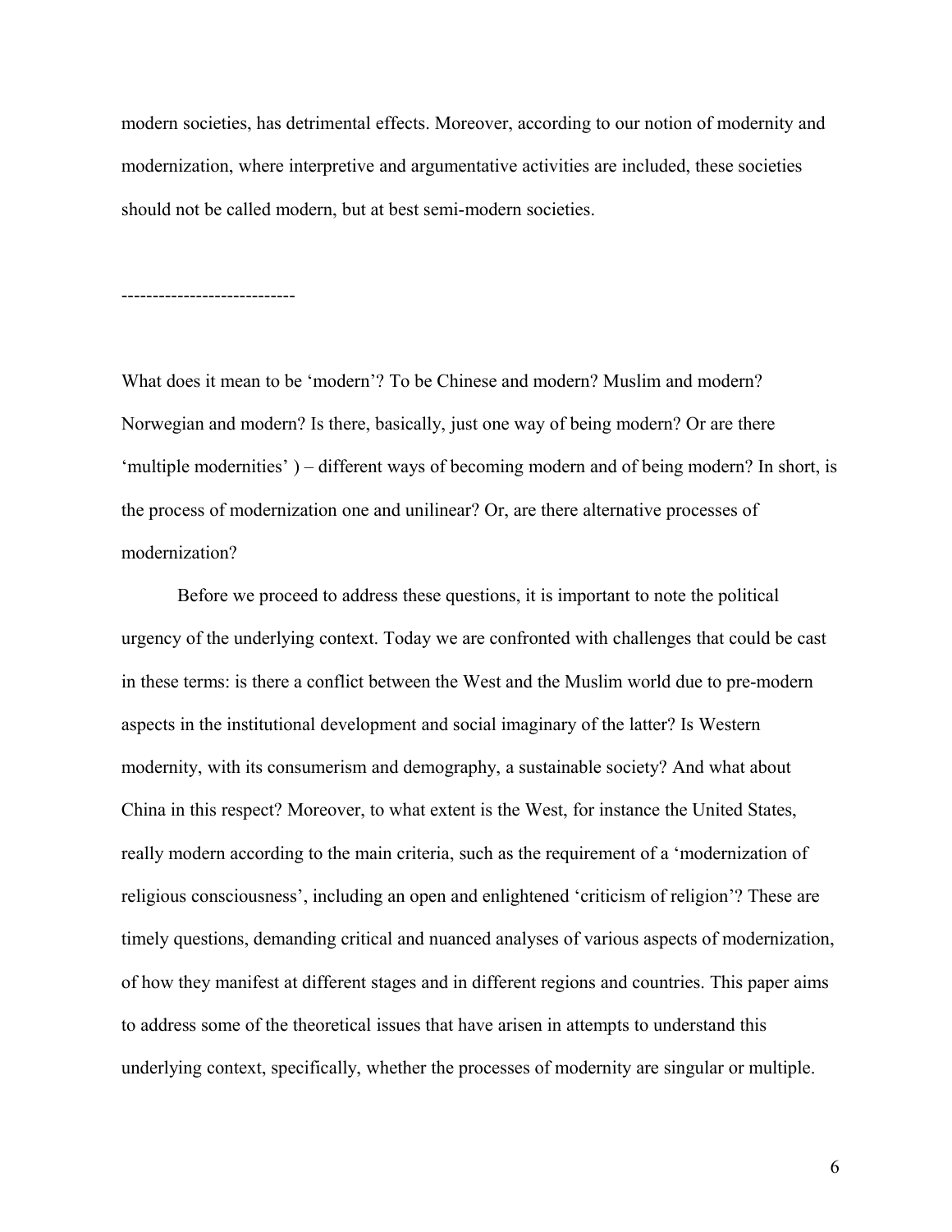modern societies, has detrimental effects. Moreover, according to our notion of modernity and modernization, where interpretive and argumentative activities are included, these societies should not be called modern, but at best semi-modern societies.

----------------------------

What does it mean to be 'modern'? To be Chinese and modern? Muslim and modern? Norwegian and modern? Is there, basically, just one way of being modern? Or are there 'multiple modernities' ) – different ways of becoming modern and of being modern? In short, is the process of modernization one and unilinear? Or, are there alternative processes of modernization?

Before we proceed to address these questions, it is important to note the political urgency of the underlying context. Today we are confronted with challenges that could be cast in these terms: is there a conflict between the West and the Muslim world due to pre-modern aspects in the institutional development and social imaginary of the latter? Is Western modernity, with its consumerism and demography, a sustainable society? And what about China in this respect? Moreover, to what extent is the West, for instance the United States, really modern according to the main criteria, such as the requirement of a 'modernization of religious consciousness', including an open and enlightened 'criticism of religion'? These are timely questions, demanding critical and nuanced analyses of various aspects of modernization, of how they manifest at different stages and in different regions and countries. This paper aims to address some of the theoretical issues that have arisen in attempts to understand this underlying context, specifically, whether the processes of modernity are singular or multiple.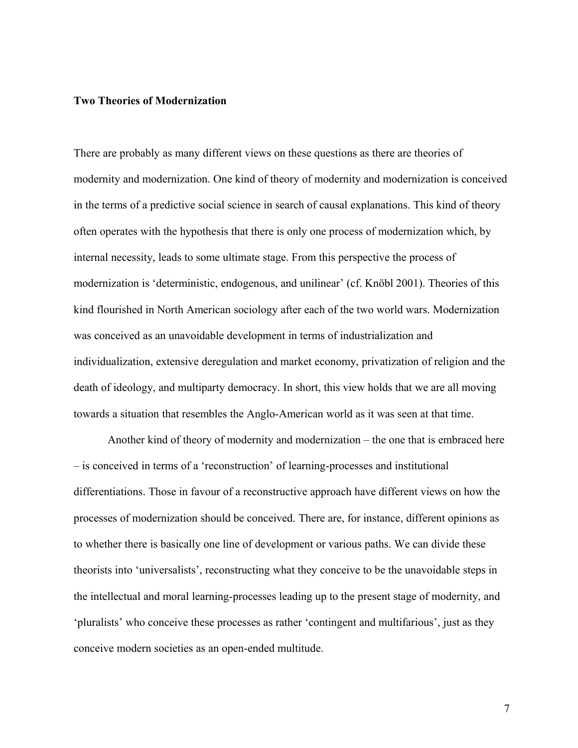**Two Theories of Modernization**

There are probably as many different views on these questions as there are theories of modernity and modernization. One kind of theory of modernity and modernization is conceived in the terms of a predictive social science in search of causal explanations. This kind of theory often operates with the hypothesis that there is only one process of modernization which, by internal necessity, leads to some ultimate stage. From this perspective the process of modernization is 'deterministic, endogenous, and unilinear' (cf. Knöbl 2001). Theories of this kind flourished in North American sociology after each of the two world wars. Modernization was conceived as an unavoidable development in terms of industrialization and individualization, extensive deregulation and market economy, privatization of religion and the death of ideology, and multiparty democracy. In short, this view holds that we are all moving towards a situation that resembles the Anglo-American world as it was seen at that time.

Another kind of theory of modernity and modernization – the one that is embraced here – is conceived in terms of a 'reconstruction' of learning-processes and institutional differentiations. Those in favour of a reconstructive approach have different views on how the processes of modernization should be conceived. There are, for instance, different opinions as to whether there is basically one line of development or various paths. We can divide these theorists into 'universalists', reconstructing what they conceive to be the unavoidable steps in the intellectual and moral learning-processes leading up to the present stage of modernity, and 'pluralists' who conceive these processes as rather 'contingent and multifarious', just as they conceive modern societies as an open-ended multitude.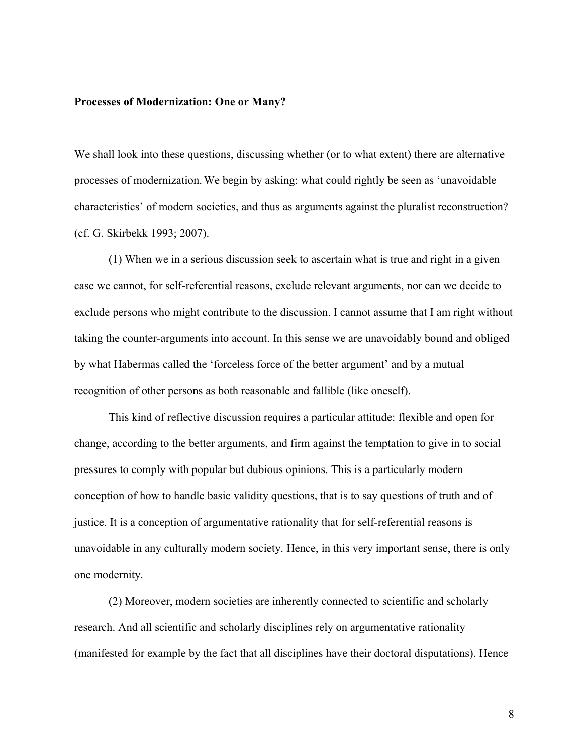**Processes of Modernization: One or Many?**

We shall look into these questions, discussing whether (or to what extent) there are alternative processes of modernization. We begin by asking: what could rightly be seen as 'unavoidable characteristics' of modern societies, and thus as arguments against the pluralist reconstruction? (cf. G. Skirbekk 1993; 2007).

(1) When we in a serious discussion seek to ascertain what is true and right in a given case we cannot, for self-referential reasons, exclude relevant arguments, nor can we decide to exclude persons who might contribute to the discussion. I cannot assume that I am right without taking the counter-arguments into account. In this sense we are unavoidably bound and obliged by what Habermas called the 'forceless force of the better argument' and by a mutual recognition of other persons as both reasonable and fallible (like oneself).

This kind of reflective discussion requires a particular attitude: flexible and open for change, according to the better arguments, and firm against the temptation to give in to social pressures to comply with popular but dubious opinions. This is a particularly modern conception of how to handle basic validity questions, that is to say questions of truth and of justice. It is a conception of argumentative rationality that for self-referential reasons is unavoidable in any culturally modern society. Hence, in this very important sense, there is only one modernity.

(2) Moreover, modern societies are inherently connected to scientific and scholarly research. And all scientific and scholarly disciplines rely on argumentative rationality (manifested for example by the fact that all disciplines have their doctoral disputations). Hence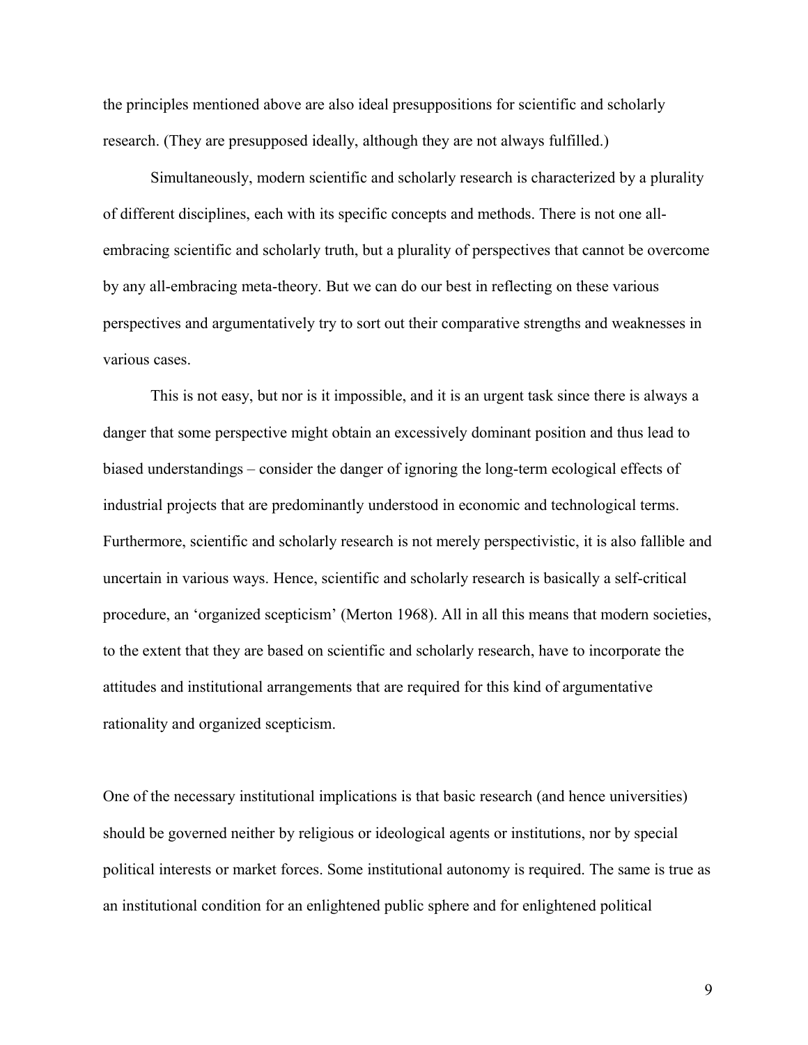the principles mentioned above are also ideal presuppositions for scientific and scholarly research. (They are presupposed ideally, although they are not always fulfilled.)

Simultaneously, modern scientific and scholarly research is characterized by a plurality of different disciplines, each with its specific concepts and methods. There is not one all-embracing scientific and scholarly truth, but a plurality of perspectives that cannot be overcome by any all-embracing meta-theory. But we can do our best in reflecting on these various perspectives and argumentatively try to sort out their comparative strengths and weaknesses in various cases.

This is not easy, but nor is it impossible, and it is an urgent task since there is always a danger that some perspective might obtain an excessively dominant position and thus lead to biased understandings – consider the danger of ignoring the long-term ecological effects of industrial projects that are predominantly understood in economic and technological terms. Furthermore, scientific and scholarly research is not merely perspectivistic, it is also fallible and uncertain in various ways. Hence, scientific and scholarly research is basically a self-critical procedure, an 'organized scepticism' (Merton 1968). All in all this means that modern societies, to the extent that they are based on scientific and scholarly research, have to incorporate the attitudes and institutional arrangements that are required for this kind of argumentative rationality and organized scepticism.

One of the necessary institutional implications is that basic research (and hence universities) should be governed neither by religious or ideological agents or institutions, nor by special political interests or market forces. Some institutional autonomy is required. The same is true as an institutional condition for an enlightened public sphere and for enlightened political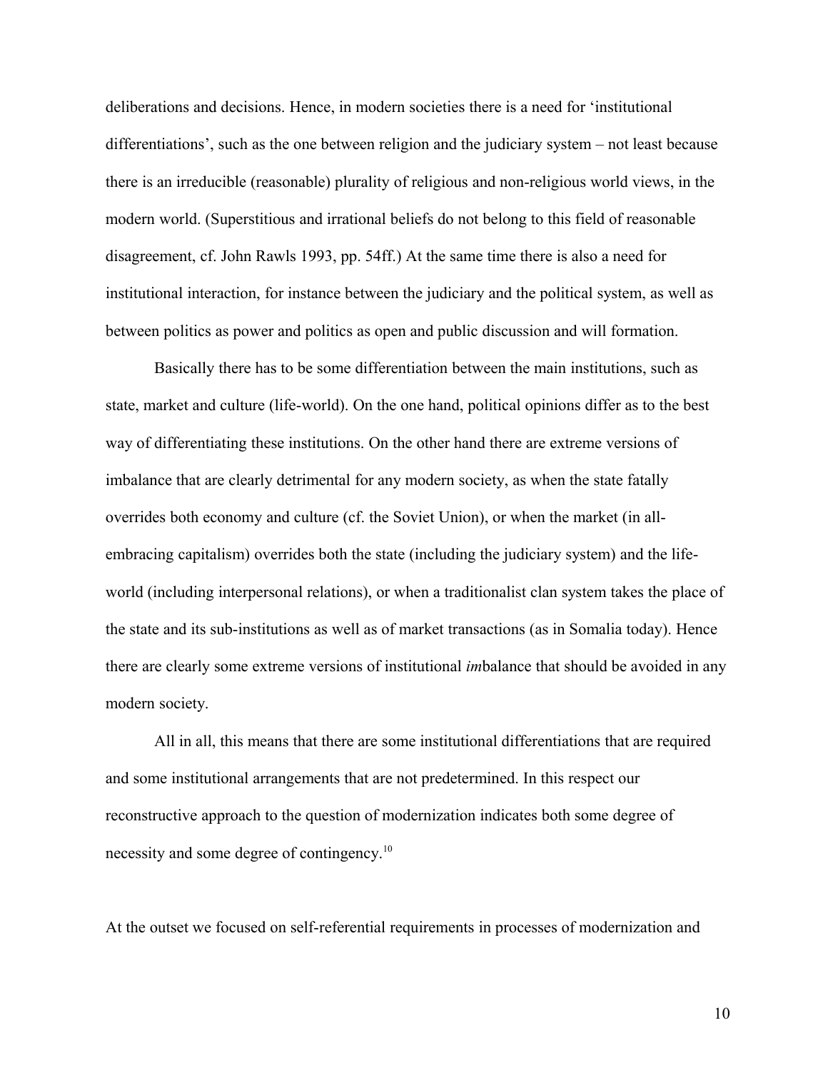deliberations and decisions. Hence, in modern societies there is a need for 'institutional differentiations', such as the one between religion and the judiciary system – not least because there is an irreducible (reasonable) plurality of religious and non-religious world views, in the modern world. (Superstitious and irrational beliefs do not belong to this field of reasonable disagreement, cf. John Rawls 1993, pp. 54ff.) At the same time there is also a need for institutional interaction, for instance between the judiciary and the political system, as well as between politics as power and politics as open and public discussion and will formation.

Basically there has to be some differentiation between the main institutions, such as state, market and culture (life-world). On the one hand, political opinions differ as to the best way of differentiating these institutions. On the other hand there are extreme versions of imbalance that are clearly detrimental for any modern society, as when the state fatally overrides both economy and culture (cf. the Soviet Union), or when the market (in all-embracing capitalism) overrides both the state (including the judiciary system) and the life-world (including interpersonal relations), or when a traditionalist clan system takes the place of the state and its sub-institutions as well as of market transactions (as in Somalia today). Hence there are clearly some extreme versions of institutional *im*balance that should be avoided in any modern society.

All in all, this means that there are some institutional differentiations that are required and some institutional arrangements that are not predetermined. In this respect our reconstructive approach to the question of modernization indicates both some degree of necessity and some degree of contingency.[10]

At the outset we focused on self-referential requirements in processes of modernization and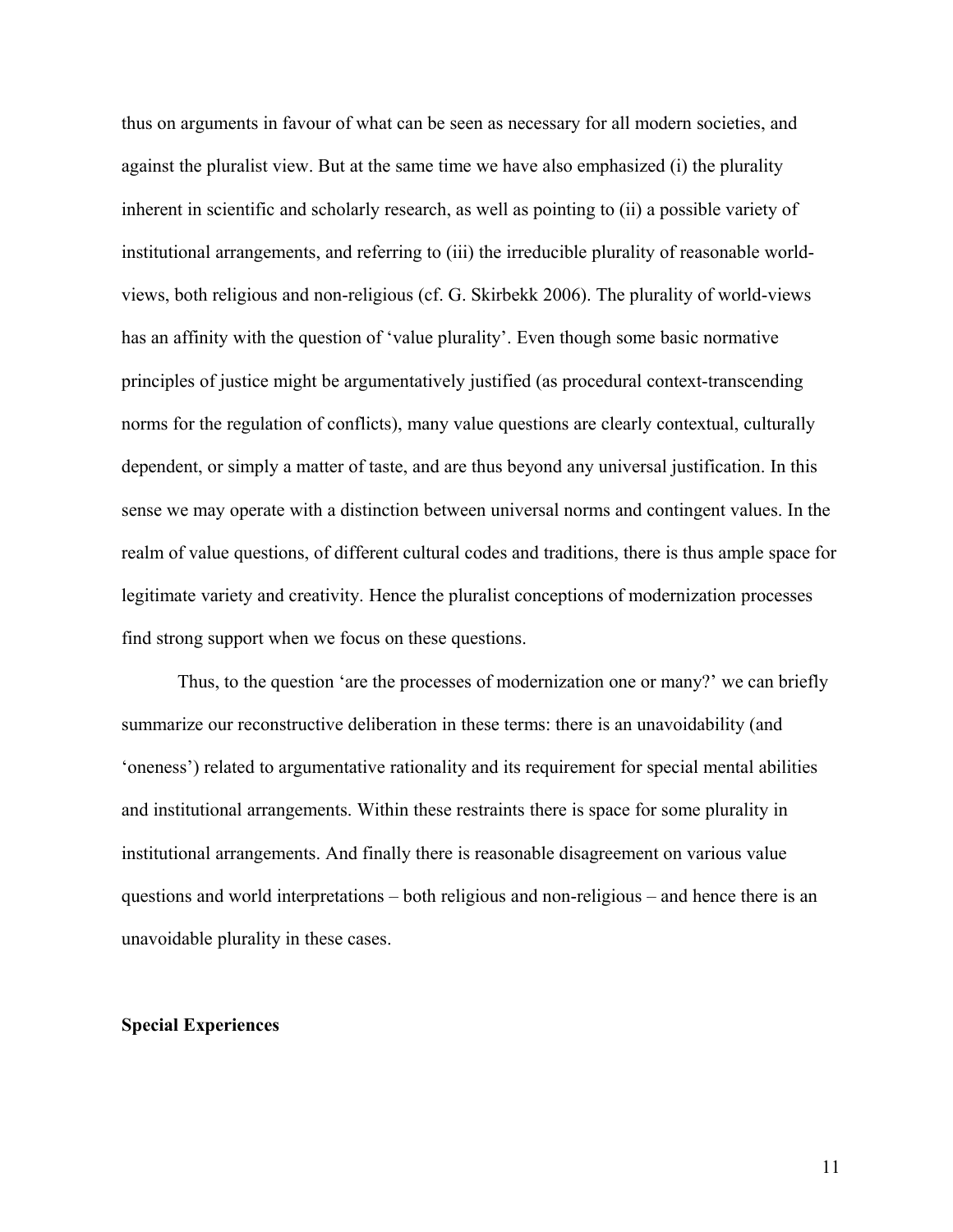thus on arguments in favour of what can be seen as necessary for all modern societies, and against the pluralist view. But at the same time we have also emphasized (i) the plurality inherent in scientific and scholarly research, as well as pointing to (ii) a possible variety of institutional arrangements, and referring to (iii) the irreducible plurality of reasonable world-views, both religious and non-religious (cf. G. Skirbekk 2006). The plurality of world-views has an affinity with the question of 'value plurality'. Even though some basic normative principles of justice might be argumentatively justified (as procedural context-transcending norms for the regulation of conflicts), many value questions are clearly contextual, culturally dependent, or simply a matter of taste, and are thus beyond any universal justification. In this sense we may operate with a distinction between universal norms and contingent values. In the realm of value questions, of different cultural codes and traditions, there is thus ample space for legitimate variety and creativity. Hence the pluralist conceptions of modernization processes find strong support when we focus on these questions.

Thus, to the question 'are the processes of modernization one or many?' we can briefly summarize our reconstructive deliberation in these terms: there is an unavoidability (and 'oneness') related to argumentative rationality and its requirement for special mental abilities and institutional arrangements. Within these restraints there is space for some plurality in institutional arrangements. And finally there is reasonable disagreement on various value questions and world interpretations – both religious and non-religious – and hence there is an unavoidable plurality in these cases.

**Special Experiences**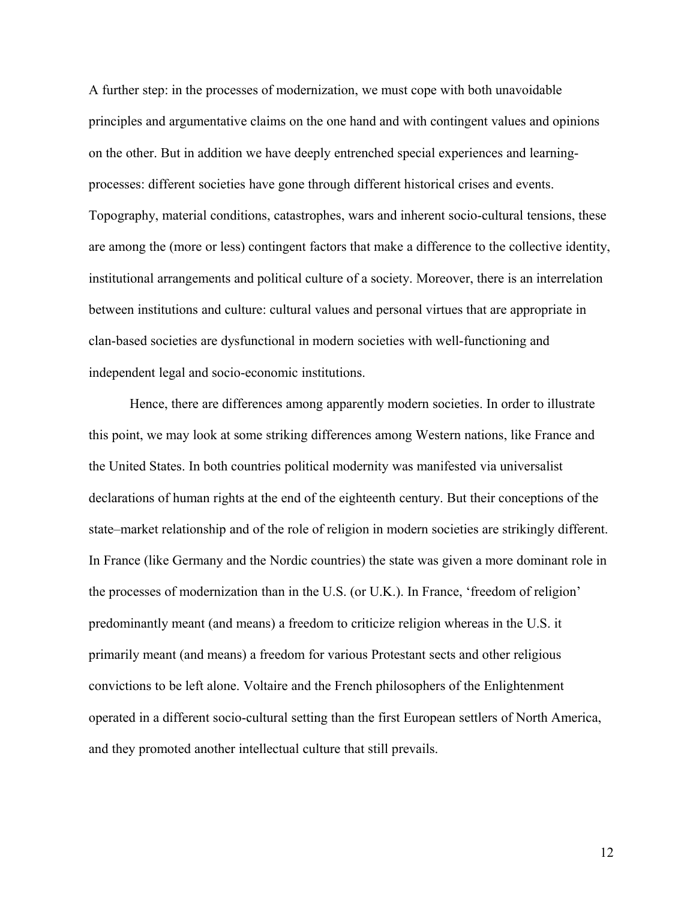A further step: in the processes of modernization, we must cope with both unavoidable principles and argumentative claims on the one hand and with contingent values and opinions on the other. But in addition we have deeply entrenched special experiences and learning-processes: different societies have gone through different historical crises and events. Topography, material conditions, catastrophes, wars and inherent socio-cultural tensions, these are among the (more or less) contingent factors that make a difference to the collective identity, institutional arrangements and political culture of a society. Moreover, there is an interrelation between institutions and culture: cultural values and personal virtues that are appropriate in clan-based societies are dysfunctional in modern societies with well-functioning and independent legal and socio-economic institutions.

Hence, there are differences among apparently modern societies. In order to illustrate this point, we may look at some striking differences among Western nations, like France and the United States. In both countries political modernity was manifested via universalist declarations of human rights at the end of the eighteenth century. But their conceptions of the state–market relationship and of the role of religion in modern societies are strikingly different. In France (like Germany and the Nordic countries) the state was given a more dominant role in the processes of modernization than in the U.S. (or U.K.). In France, 'freedom of religion' predominantly meant (and means) a freedom to criticize religion whereas in the U.S. it primarily meant (and means) a freedom for various Protestant sects and other religious convictions to be left alone. Voltaire and the French philosophers of the Enlightenment operated in a different socio-cultural setting than the first European settlers of North America, and they promoted another intellectual culture that still prevails.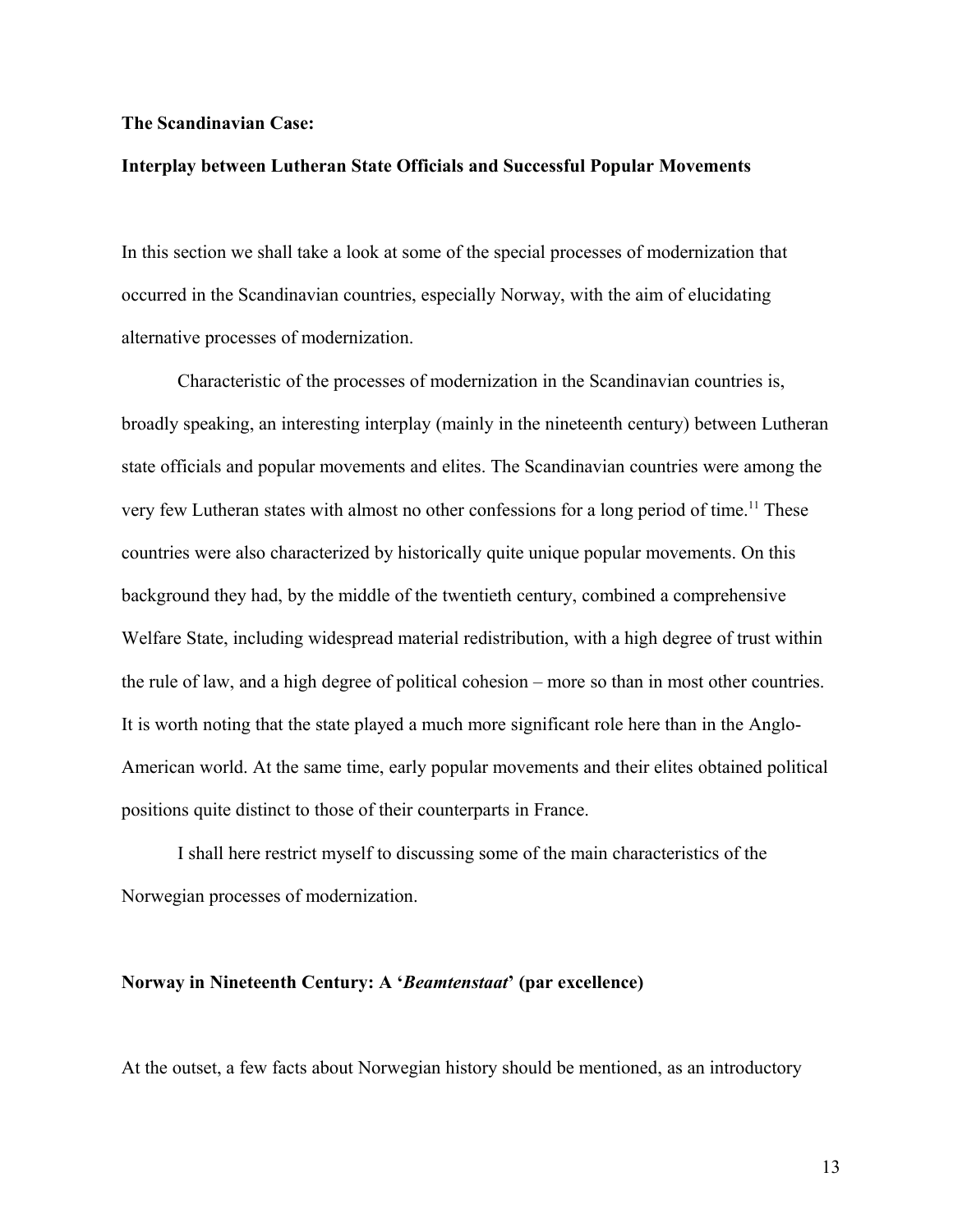**The Scandinavian Case:**

**Interplay between Lutheran State Officials and Successful Popular Movements**

In this section we shall take a look at some of the special processes of modernization that occurred in the Scandinavian countries, especially Norway, with the aim of elucidating alternative processes of modernization.

Characteristic of the processes of modernization in the Scandinavian countries is, broadly speaking, an interesting interplay (mainly in the nineteenth century) between Lutheran state officials and popular movements and elites. The Scandinavian countries were among the very few Lutheran states with almost no other confessions for a long period of time.[11] These countries were also characterized by historically quite unique popular movements. On this background they had, by the middle of the twentieth century, combined a comprehensive Welfare State, including widespread material redistribution, with a high degree of trust within the rule of law, and a high degree of political cohesion – more so than in most other countries. It is worth noting that the state played a much more significant role here than in the Anglo-American world. At the same time, early popular movements and their elites obtained political positions quite distinct to those of their counterparts in France.

I shall here restrict myself to discussing some of the main characteristics of the Norwegian processes of modernization.

### Norway in Nineteenth Century: A '*Beamtenstaat*' (par excellence)

At the outset, a few facts about Norwegian history should be mentioned, as an introductory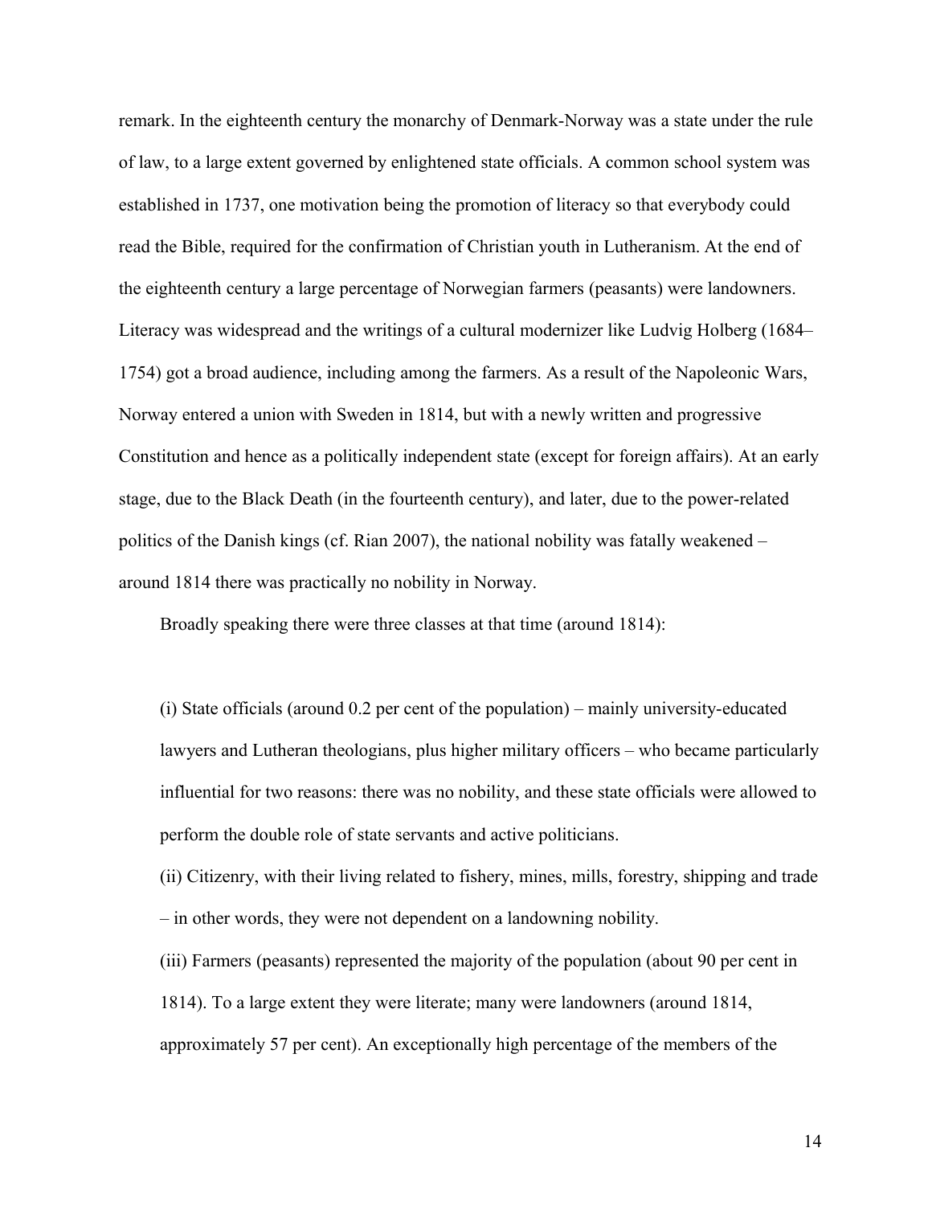remark. In the eighteenth century the monarchy of Denmark-Norway was a state under the rule of law, to a large extent governed by enlightened state officials. A common school system was established in 1737, one motivation being the promotion of literacy so that everybody could read the Bible, required for the confirmation of Christian youth in Lutheranism. At the end of the eighteenth century a large percentage of Norwegian farmers (peasants) were landowners. Literacy was widespread and the writings of a cultural modernizer like Ludvig Holberg (1684–1754) got a broad audience, including among the farmers. As a result of the Napoleonic Wars, Norway entered a union with Sweden in 1814, but with a newly written and progressive Constitution and hence as a politically independent state (except for foreign affairs). At an early stage, due to the Black Death (in the fourteenth century), and later, due to the power-related politics of the Danish kings (cf. Rian 2007), the national nobility was fatally weakened – around 1814 there was practically no nobility in Norway.

Broadly speaking there were three classes at that time (around 1814):

(i) State officials (around 0.2 per cent of the population) – mainly university-educated lawyers and Lutheran theologians, plus higher military officers – who became particularly influential for two reasons: there was no nobility, and these state officials were allowed to perform the double role of state servants and active politicians.

(ii) Citizenry, with their living related to fishery, mines, mills, forestry, shipping and trade – in other words, they were not dependent on a landowning nobility.

(iii) Farmers (peasants) represented the majority of the population (about 90 per cent in 1814). To a large extent they were literate; many were landowners (around 1814, approximately 57 per cent). An exceptionally high percentage of the members of the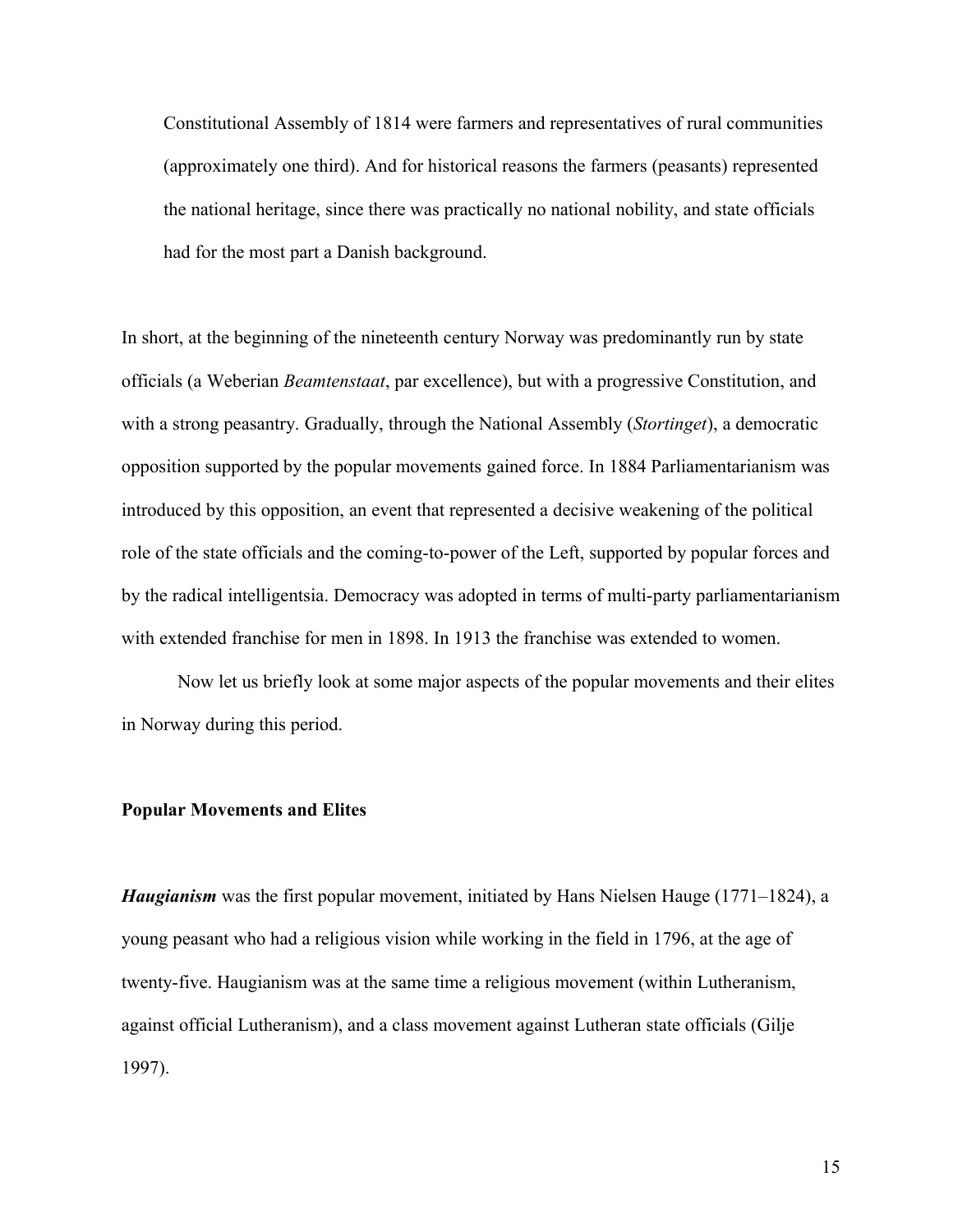Constitutional Assembly of 1814 were farmers and representatives of rural communities (approximately one third). And for historical reasons the farmers (peasants) represented the national heritage, since there was practically no national nobility, and state officials had for the most part a Danish background.

In short, at the beginning of the nineteenth century Norway was predominantly run by state officials (a Weberian *Beamtenstaat*, par excellence), but with a progressive Constitution, and with a strong peasantry. Gradually, through the National Assembly (*Stortinget*), a democratic opposition supported by the popular movements gained force. In 1884 Parliamentarianism was introduced by this opposition, an event that represented a decisive weakening of the political role of the state officials and the coming-to-power of the Left, supported by popular forces and by the radical intelligentsia. Democracy was adopted in terms of multi-party parliamentarianism with extended franchise for men in 1898. In 1913 the franchise was extended to women.

Now let us briefly look at some major aspects of the popular movements and their elites in Norway during this period.

### Popular Movements and Elites

***Haugianism*** was the first popular movement, initiated by Hans Nielsen Hauge (1771–1824), a young peasant who had a religious vision while working in the field in 1796, at the age of twenty-five. Haugianism was at the same time a religious movement (within Lutheranism, against official Lutheranism), and a class movement against Lutheran state officials (Gilje 1997).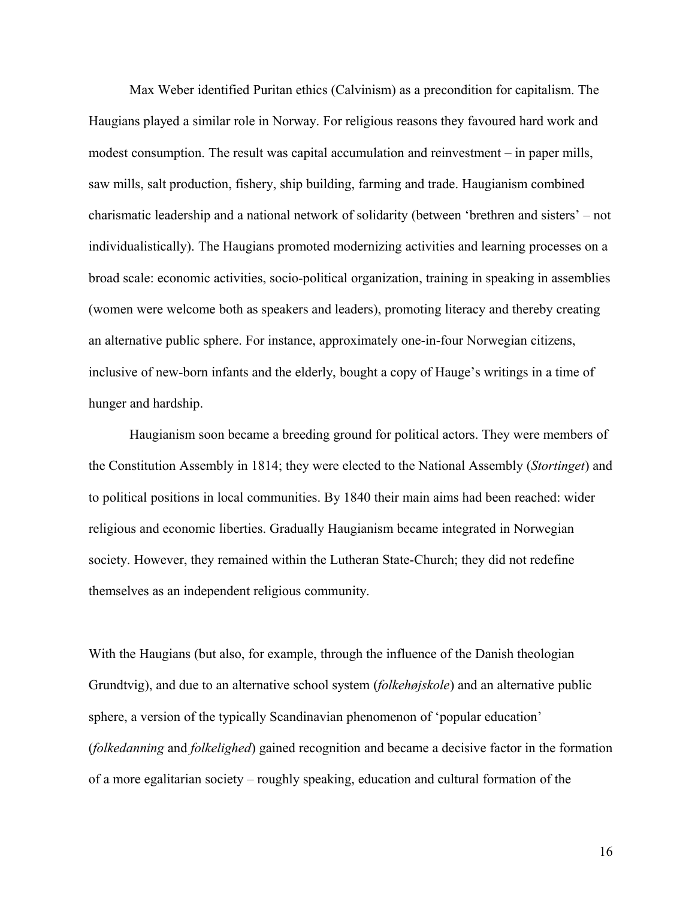Max Weber identified Puritan ethics (Calvinism) as a precondition for capitalism. The Haugians played a similar role in Norway. For religious reasons they favoured hard work and modest consumption. The result was capital accumulation and reinvestment – in paper mills, saw mills, salt production, fishery, ship building, farming and trade. Haugianism combined charismatic leadership and a national network of solidarity (between 'brethren and sisters' – not individualistically). The Haugians promoted modernizing activities and learning processes on a broad scale: economic activities, socio-political organization, training in speaking in assemblies (women were welcome both as speakers and leaders), promoting literacy and thereby creating an alternative public sphere. For instance, approximately one-in-four Norwegian citizens, inclusive of new-born infants and the elderly, bought a copy of Hauge's writings in a time of hunger and hardship.

Haugianism soon became a breeding ground for political actors. They were members of the Constitution Assembly in 1814; they were elected to the National Assembly (*Stortinget*) and to political positions in local communities. By 1840 their main aims had been reached: wider religious and economic liberties. Gradually Haugianism became integrated in Norwegian society. However, they remained within the Lutheran State-Church; they did not redefine themselves as an independent religious community.

With the Haugians (but also, for example, through the influence of the Danish theologian Grundtvig), and due to an alternative school system (*folkehøjskole*) and an alternative public sphere, a version of the typically Scandinavian phenomenon of 'popular education' (*folkedanning* and *folkelighed*) gained recognition and became a decisive factor in the formation of a more egalitarian society – roughly speaking, education and cultural formation of the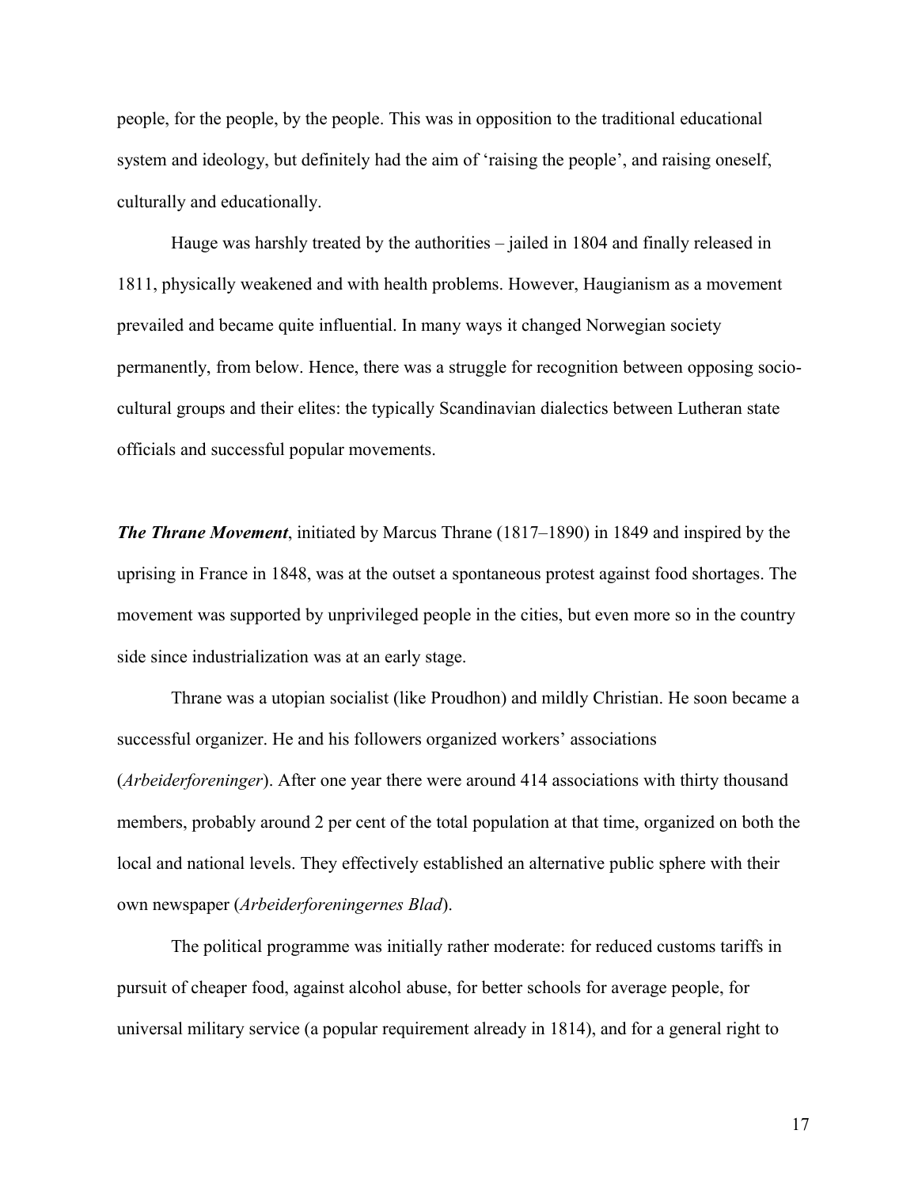people, for the people, by the people. This was in opposition to the traditional educational system and ideology, but definitely had the aim of 'raising the people', and raising oneself, culturally and educationally.

Hauge was harshly treated by the authorities – jailed in 1804 and finally released in 1811, physically weakened and with health problems. However, Haugianism as a movement prevailed and became quite influential. In many ways it changed Norwegian society permanently, from below. Hence, there was a struggle for recognition between opposing socio-cultural groups and their elites: the typically Scandinavian dialectics between Lutheran state officials and successful popular movements.

***The Thrane Movement***, initiated by Marcus Thrane (1817–1890) in 1849 and inspired by the uprising in France in 1848, was at the outset a spontaneous protest against food shortages. The movement was supported by unprivileged people in the cities, but even more so in the country side since industrialization was at an early stage.

Thrane was a utopian socialist (like Proudhon) and mildly Christian. He soon became a successful organizer. He and his followers organized workers' associations (*Arbeiderforeninger*). After one year there were around 414 associations with thirty thousand members, probably around 2 per cent of the total population at that time, organized on both the local and national levels. They effectively established an alternative public sphere with their own newspaper (*Arbeiderforeningernes Blad*).

The political programme was initially rather moderate: for reduced customs tariffs in pursuit of cheaper food, against alcohol abuse, for better schools for average people, for universal military service (a popular requirement already in 1814), and for a general right to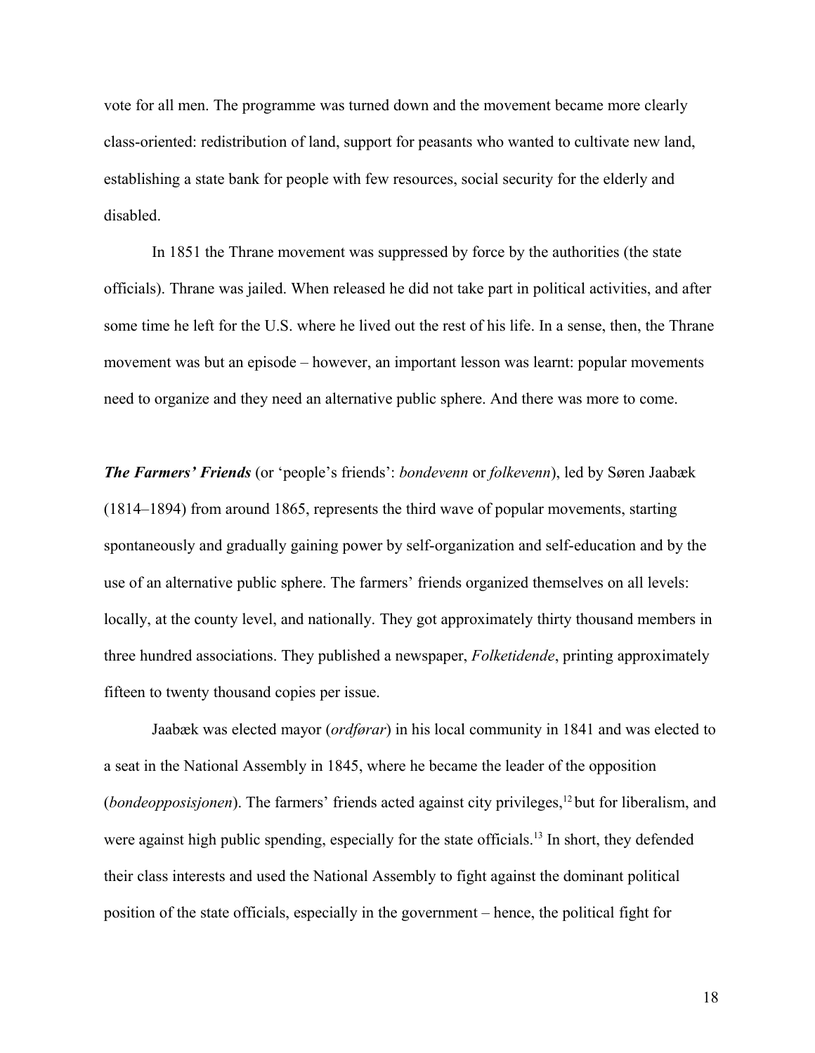vote for all men. The programme was turned down and the movement became more clearly class-oriented: redistribution of land, support for peasants who wanted to cultivate new land, establishing a state bank for people with few resources, social security for the elderly and disabled.

In 1851 the Thrane movement was suppressed by force by the authorities (the state officials). Thrane was jailed. When released he did not take part in political activities, and after some time he left for the U.S. where he lived out the rest of his life. In a sense, then, the Thrane movement was but an episode – however, an important lesson was learnt: popular movements need to organize and they need an alternative public sphere. And there was more to come.

***The Farmers' Friends*** (or 'people's friends': *bondevenn* or *folkevenn*), led by Søren Jaabæk (1814–1894) from around 1865, represents the third wave of popular movements, starting spontaneously and gradually gaining power by self-organization and self-education and by the use of an alternative public sphere. The farmers' friends organized themselves on all levels: locally, at the county level, and nationally. They got approximately thirty thousand members in three hundred associations. They published a newspaper, *Folketidende*, printing approximately fifteen to twenty thousand copies per issue.

Jaabæk was elected mayor (*ordførar*) in his local community in 1841 and was elected to a seat in the National Assembly in 1845, where he became the leader of the opposition (*bondeopposisjonen*). The farmers' friends acted against city privileges,[12] but for liberalism, and were against high public spending, especially for the state officials.[13] In short, they defended their class interests and used the National Assembly to fight against the dominant political position of the state officials, especially in the government – hence, the political fight for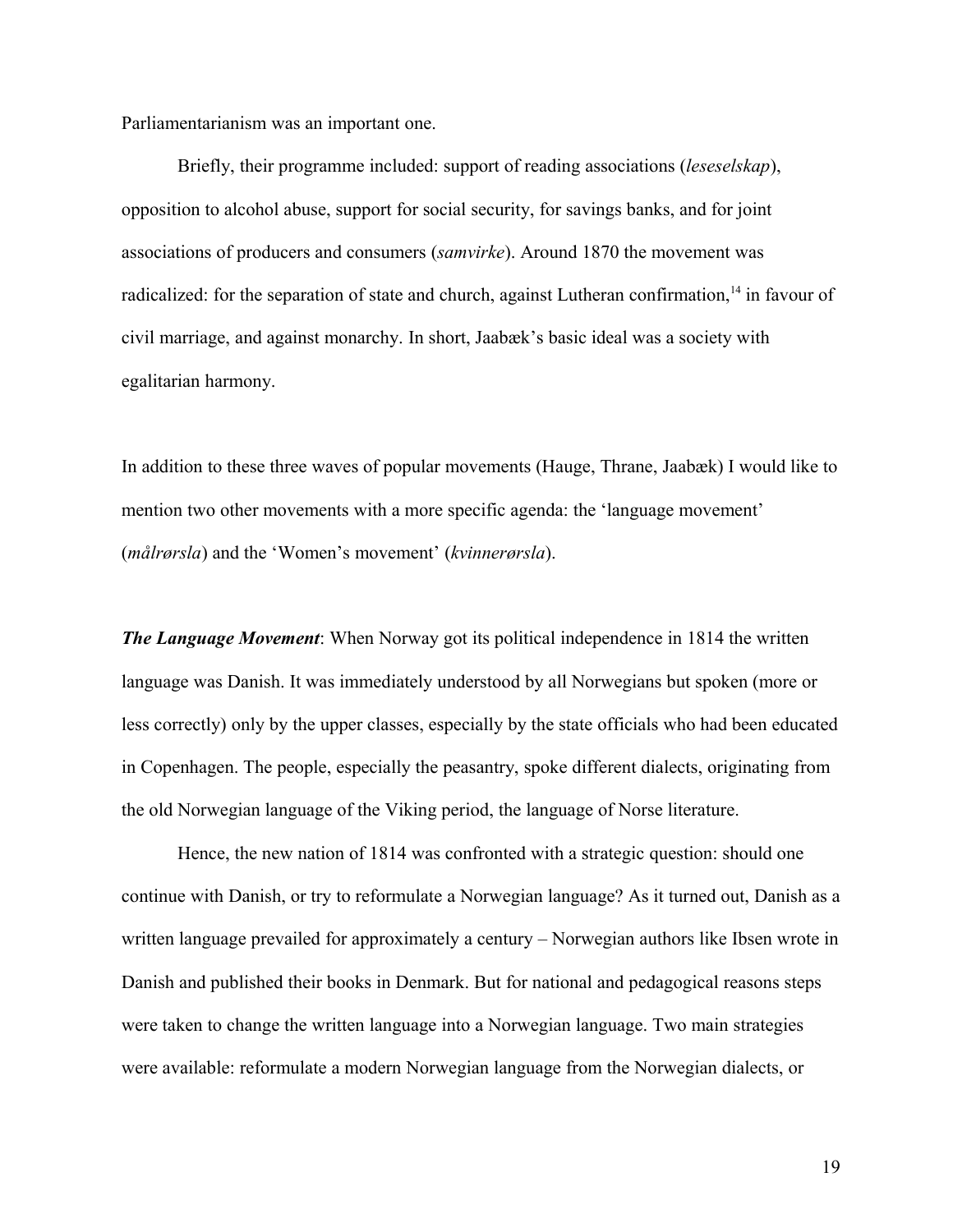Parliamentarianism was an important one.

Briefly, their programme included: support of reading associations (*leseselskap*), opposition to alcohol abuse, support for social security, for savings banks, and for joint associations of producers and consumers (*samvirke*). Around 1870 the movement was radicalized: for the separation of state and church, against Lutheran confirmation,[14] in favour of civil marriage, and against monarchy. In short, Jaabæk's basic ideal was a society with egalitarian harmony.

In addition to these three waves of popular movements (Hauge, Thrane, Jaabæk) I would like to mention two other movements with a more specific agenda: the 'language movement' (*målrørsla*) and the 'Women's movement' (*kvinnerørsla*).

***The Language Movement***: When Norway got its political independence in 1814 the written language was Danish. It was immediately understood by all Norwegians but spoken (more or less correctly) only by the upper classes, especially by the state officials who had been educated in Copenhagen. The people, especially the peasantry, spoke different dialects, originating from the old Norwegian language of the Viking period, the language of Norse literature.

Hence, the new nation of 1814 was confronted with a strategic question: should one continue with Danish, or try to reformulate a Norwegian language? As it turned out, Danish as a written language prevailed for approximately a century – Norwegian authors like Ibsen wrote in Danish and published their books in Denmark. But for national and pedagogical reasons steps were taken to change the written language into a Norwegian language. Two main strategies were available: reformulate a modern Norwegian language from the Norwegian dialects, or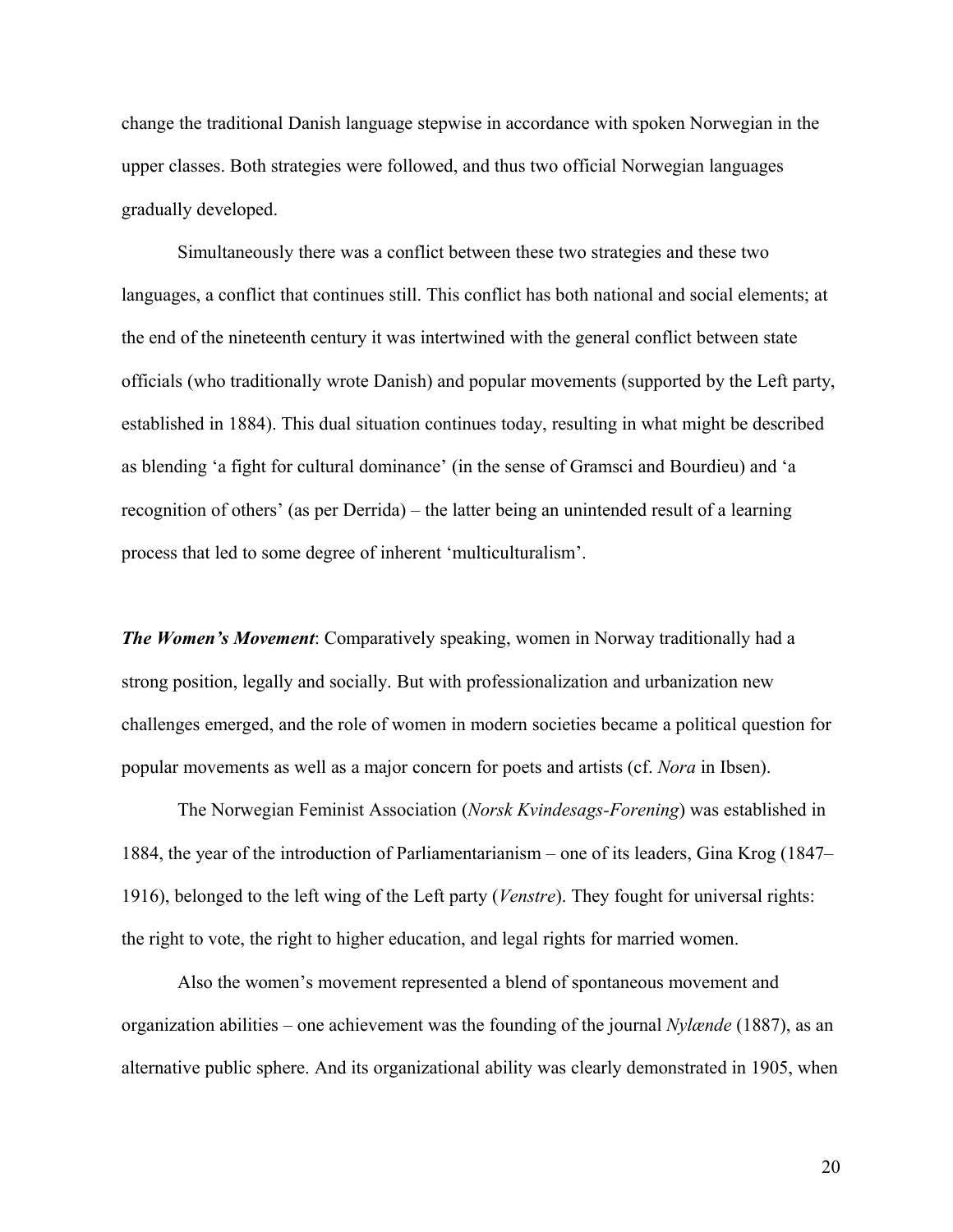change the traditional Danish language stepwise in accordance with spoken Norwegian in the upper classes. Both strategies were followed, and thus two official Norwegian languages gradually developed.

Simultaneously there was a conflict between these two strategies and these two languages, a conflict that continues still. This conflict has both national and social elements; at the end of the nineteenth century it was intertwined with the general conflict between state officials (who traditionally wrote Danish) and popular movements (supported by the Left party, established in 1884). This dual situation continues today, resulting in what might be described as blending 'a fight for cultural dominance' (in the sense of Gramsci and Bourdieu) and 'a recognition of others' (as per Derrida) – the latter being an unintended result of a learning process that led to some degree of inherent 'multiculturalism'.

***The Women's Movement***: Comparatively speaking, women in Norway traditionally had a strong position, legally and socially. But with professionalization and urbanization new challenges emerged, and the role of women in modern societies became a political question for popular movements as well as a major concern for poets and artists (cf. *Nora* in Ibsen).

The Norwegian Feminist Association (*Norsk Kvindesags-Forening*) was established in 1884, the year of the introduction of Parliamentarianism – one of its leaders, Gina Krog (1847–1916), belonged to the left wing of the Left party (*Venstre*). They fought for universal rights: the right to vote, the right to higher education, and legal rights for married women.

Also the women's movement represented a blend of spontaneous movement and organization abilities – one achievement was the founding of the journal *Nylænde* (1887), as an alternative public sphere. And its organizational ability was clearly demonstrated in 1905, when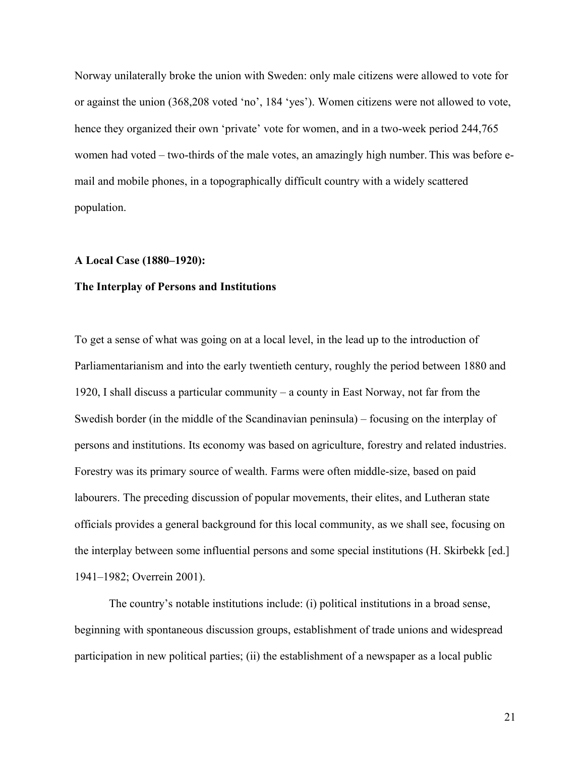Norway unilaterally broke the union with Sweden: only male citizens were allowed to vote for or against the union (368,208 voted 'no', 184 'yes'). Women citizens were not allowed to vote, hence they organized their own 'private' vote for women, and in a two-week period 244,765 women had voted – two-thirds of the male votes, an amazingly high number. This was before e-mail and mobile phones, in a topographically difficult country with a widely scattered population.

**A Local Case (1880–1920):**

**The Interplay of Persons and Institutions**

To get a sense of what was going on at a local level, in the lead up to the introduction of Parliamentarianism and into the early twentieth century, roughly the period between 1880 and 1920, I shall discuss a particular community – a county in East Norway, not far from the Swedish border (in the middle of the Scandinavian peninsula) – focusing on the interplay of persons and institutions. Its economy was based on agriculture, forestry and related industries. Forestry was its primary source of wealth. Farms were often middle-size, based on paid labourers. The preceding discussion of popular movements, their elites, and Lutheran state officials provides a general background for this local community, as we shall see, focusing on the interplay between some influential persons and some special institutions (H. Skirbekk [ed.] 1941–1982; Overrein 2001).

The country's notable institutions include: (i) political institutions in a broad sense, beginning with spontaneous discussion groups, establishment of trade unions and widespread participation in new political parties; (ii) the establishment of a newspaper as a local public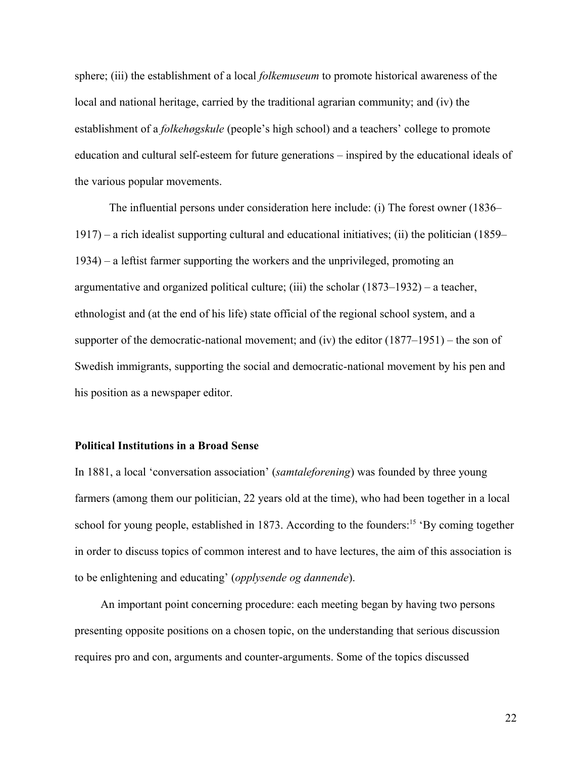sphere; (iii) the establishment of a local *folkemuseum* to promote historical awareness of the local and national heritage, carried by the traditional agrarian community; and (iv) the establishment of a *folkehøgskule* (people's high school) and a teachers' college to promote education and cultural self-esteem for future generations – inspired by the educational ideals of the various popular movements.

The influential persons under consideration here include: (i) The forest owner (1836–1917) – a rich idealist supporting cultural and educational initiatives; (ii) the politician (1859–1934) – a leftist farmer supporting the workers and the unprivileged, promoting an argumentative and organized political culture; (iii) the scholar (1873–1932) – a teacher, ethnologist and (at the end of his life) state official of the regional school system, and a supporter of the democratic-national movement; and (iv) the editor (1877–1951) – the son of Swedish immigrants, supporting the social and democratic-national movement by his pen and his position as a newspaper editor.

## Political Institutions in a Broad Sense

In 1881, a local 'conversation association' (*samtaleforening*) was founded by three young farmers (among them our politician, 22 years old at the time), who had been together in a local school for young people, established in 1873. According to the founders:[15] 'By coming together in order to discuss topics of common interest and to have lectures, the aim of this association is to be enlightening and educating' (*opplysende og dannende*).

An important point concerning procedure: each meeting began by having two persons presenting opposite positions on a chosen topic, on the understanding that serious discussion requires pro and con, arguments and counter-arguments. Some of the topics discussed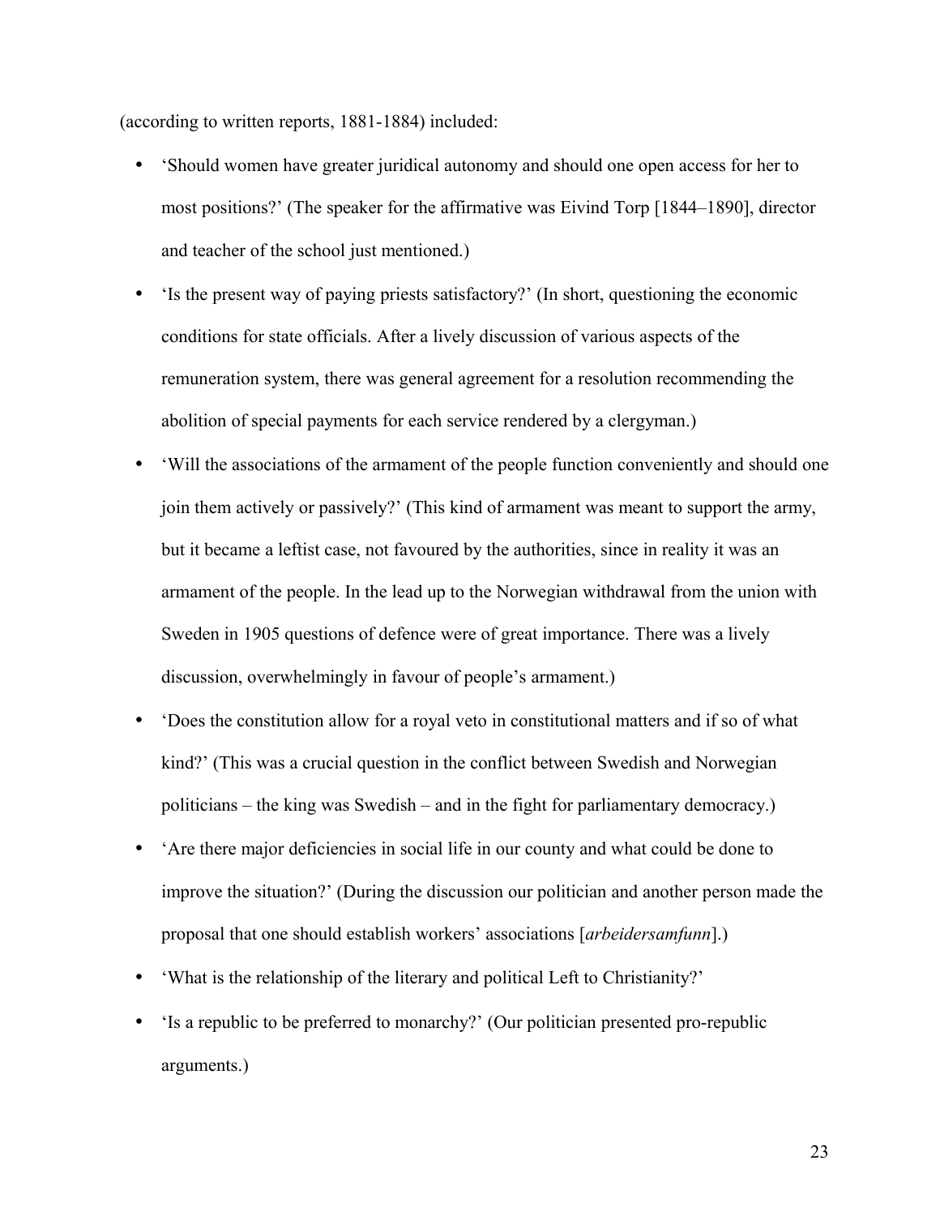(according to written reports, 1881-1884) included:

- ‘Should women have greater juridical autonomy and should one open access for her to most positions?’ (The speaker for the affirmative was Eivind Torp [1844–1890], director and teacher of the school just mentioned.)
- ‘Is the present way of paying priests satisfactory?’ (In short, questioning the economic conditions for state officials. After a lively discussion of various aspects of the remuneration system, there was general agreement for a resolution recommending the abolition of special payments for each service rendered by a clergyman.)
- ‘Will the associations of the armament of the people function conveniently and should one join them actively or passively?’ (This kind of armament was meant to support the army, but it became a leftist case, not favoured by the authorities, since in reality it was an armament of the people. In the lead up to the Norwegian withdrawal from the union with Sweden in 1905 questions of defence were of great importance. There was a lively discussion, overwhelmingly in favour of people’s armament.)
- ‘Does the constitution allow for a royal veto in constitutional matters and if so of what kind?’ (This was a crucial question in the conflict between Swedish and Norwegian politicians – the king was Swedish – and in the fight for parliamentary democracy.)
- ‘Are there major deficiencies in social life in our county and what could be done to improve the situation?’ (During the discussion our politician and another person made the proposal that one should establish workers’ associations [*arbeidersamfunn*].)
- ‘What is the relationship of the literary and political Left to Christianity?’
- ‘Is a republic to be preferred to monarchy?’ (Our politician presented pro-republic arguments.)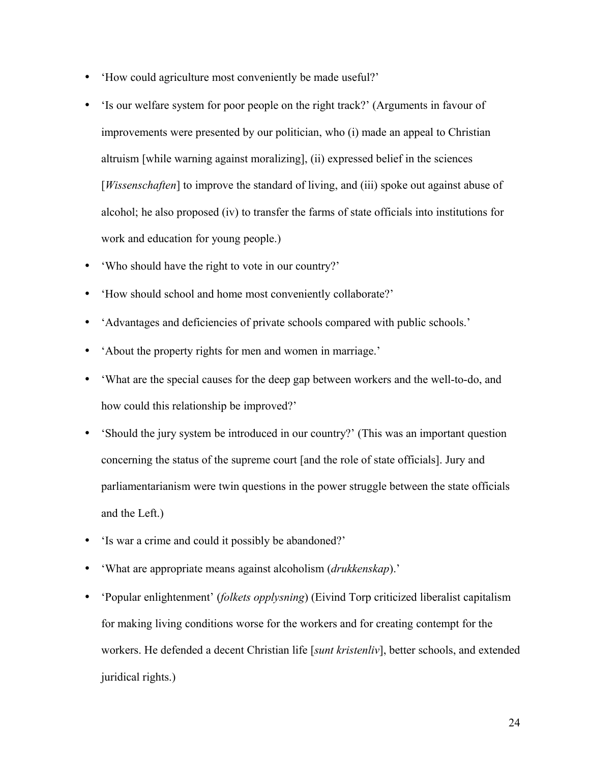- 'How could agriculture most conveniently be made useful?'
- 'Is our welfare system for poor people on the right track?' (Arguments in favour of improvements were presented by our politician, who (i) made an appeal to Christian altruism [while warning against moralizing], (ii) expressed belief in the sciences [*Wissenschaften*] to improve the standard of living, and (iii) spoke out against abuse of alcohol; he also proposed (iv) to transfer the farms of state officials into institutions for work and education for young people.)
- 'Who should have the right to vote in our country?'
- 'How should school and home most conveniently collaborate?'
- 'Advantages and deficiencies of private schools compared with public schools.'
- 'About the property rights for men and women in marriage.'
- 'What are the special causes for the deep gap between workers and the well-to-do, and how could this relationship be improved?'
- 'Should the jury system be introduced in our country?' (This was an important question concerning the status of the supreme court [and the role of state officials]. Jury and parliamentarianism were twin questions in the power struggle between the state officials and the Left.)
- 'Is war a crime and could it possibly be abandoned?'
- 'What are appropriate means against alcoholism (*drukkenskap*).'
- 'Popular enlightenment' (*folkets opplysning*) (Eivind Torp criticized liberalist capitalism for making living conditions worse for the workers and for creating contempt for the workers. He defended a decent Christian life [*sunt kristenliv*], better schools, and extended juridical rights.)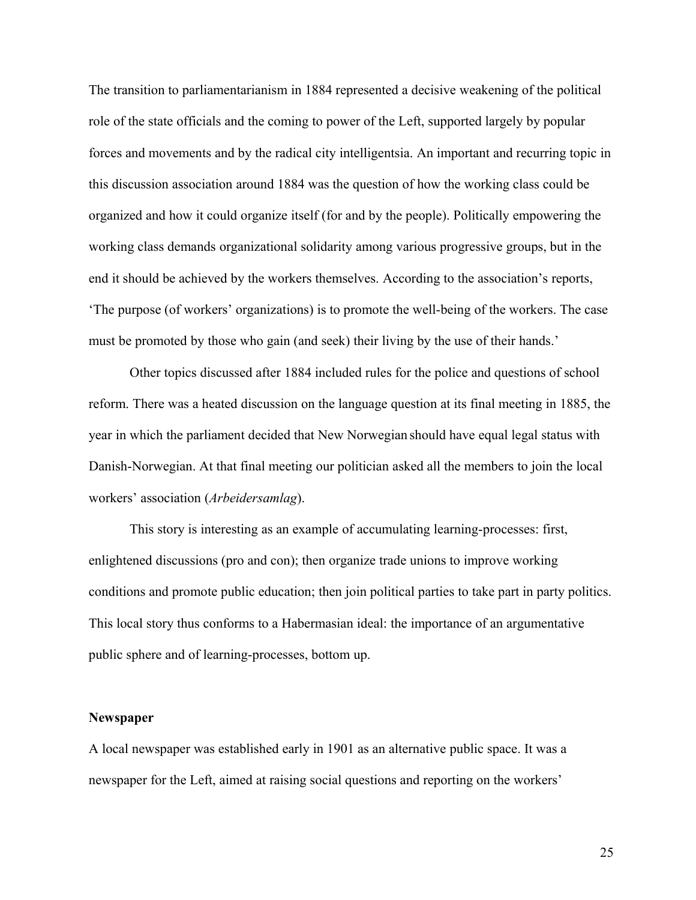The transition to parliamentarianism in 1884 represented a decisive weakening of the political role of the state officials and the coming to power of the Left, supported largely by popular forces and movements and by the radical city intelligentsia. An important and recurring topic in this discussion association around 1884 was the question of how the working class could be organized and how it could organize itself (for and by the people). Politically empowering the working class demands organizational solidarity among various progressive groups, but in the end it should be achieved by the workers themselves. According to the association's reports, 'The purpose (of workers' organizations) is to promote the well-being of the workers. The case must be promoted by those who gain (and seek) their living by the use of their hands.'

Other topics discussed after 1884 included rules for the police and questions of school reform. There was a heated discussion on the language question at its final meeting in 1885, the year in which the parliament decided that New Norwegian should have equal legal status with Danish-Norwegian. At that final meeting our politician asked all the members to join the local workers' association (*Arbeidersamlag*).

This story is interesting as an example of accumulating learning-processes: first, enlightened discussions (pro and con); then organize trade unions to improve working conditions and promote public education; then join political parties to take part in party politics. This local story thus conforms to a Habermasian ideal: the importance of an argumentative public sphere and of learning-processes, bottom up.

**Newspaper**

A local newspaper was established early in 1901 as an alternative public space. It was a newspaper for the Left, aimed at raising social questions and reporting on the workers'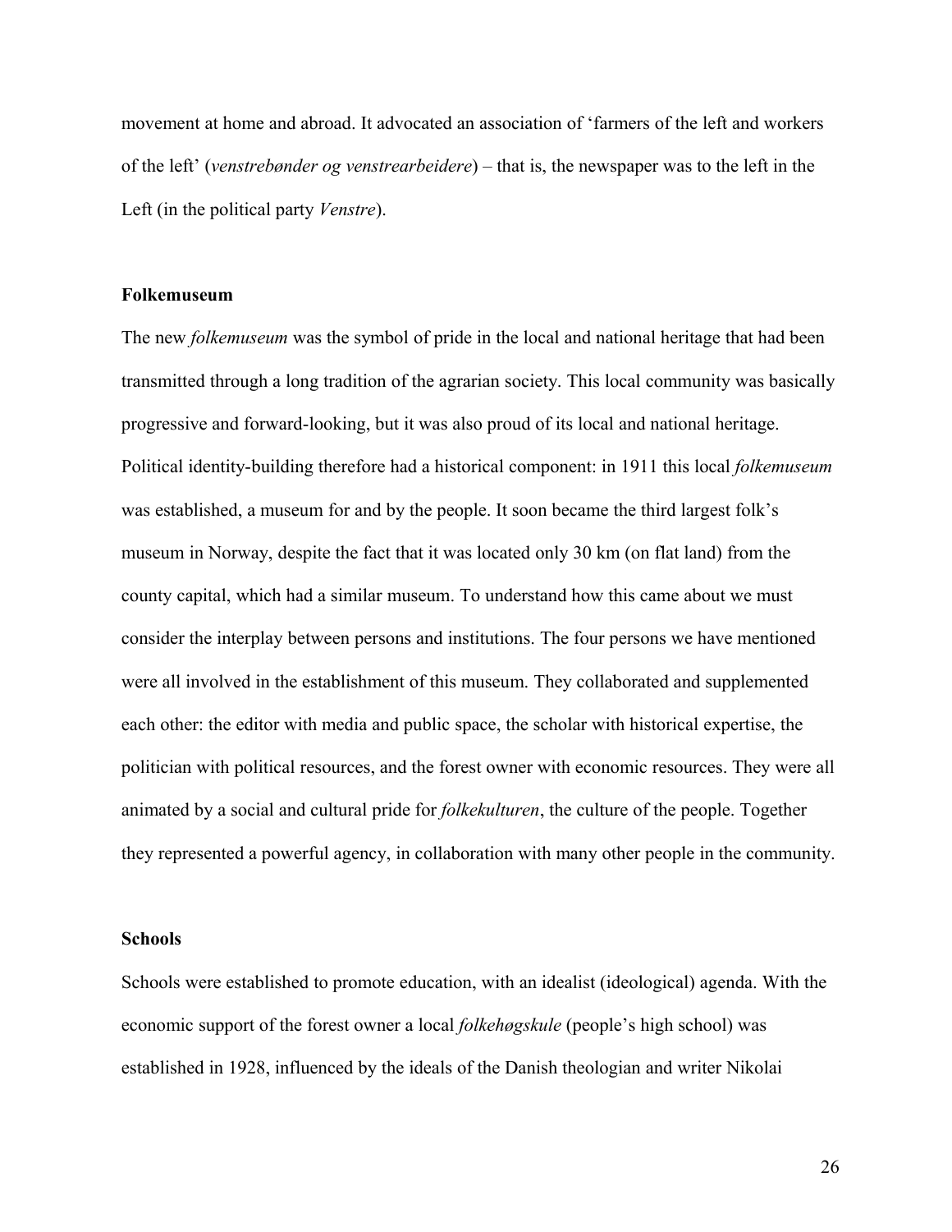movement at home and abroad. It advocated an association of 'farmers of the left and workers of the left' (*venstrebønder og venstrearbeidere*) – that is, the newspaper was to the left in the Left (in the political party *Venstre*).

### Folkemuseum

The new *folkemuseum* was the symbol of pride in the local and national heritage that had been transmitted through a long tradition of the agrarian society. This local community was basically progressive and forward-looking, but it was also proud of its local and national heritage. Political identity-building therefore had a historical component: in 1911 this local *folkemuseum* was established, a museum for and by the people. It soon became the third largest folk's museum in Norway, despite the fact that it was located only 30 km (on flat land) from the county capital, which had a similar museum. To understand how this came about we must consider the interplay between persons and institutions. The four persons we have mentioned were all involved in the establishment of this museum. They collaborated and supplemented each other: the editor with media and public space, the scholar with historical expertise, the politician with political resources, and the forest owner with economic resources. They were all animated by a social and cultural pride for *folkekulturen*, the culture of the people. Together they represented a powerful agency, in collaboration with many other people in the community.

### Schools

Schools were established to promote education, with an idealist (ideological) agenda. With the economic support of the forest owner a local *folkehøgskule* (people's high school) was established in 1928, influenced by the ideals of the Danish theologian and writer Nikolai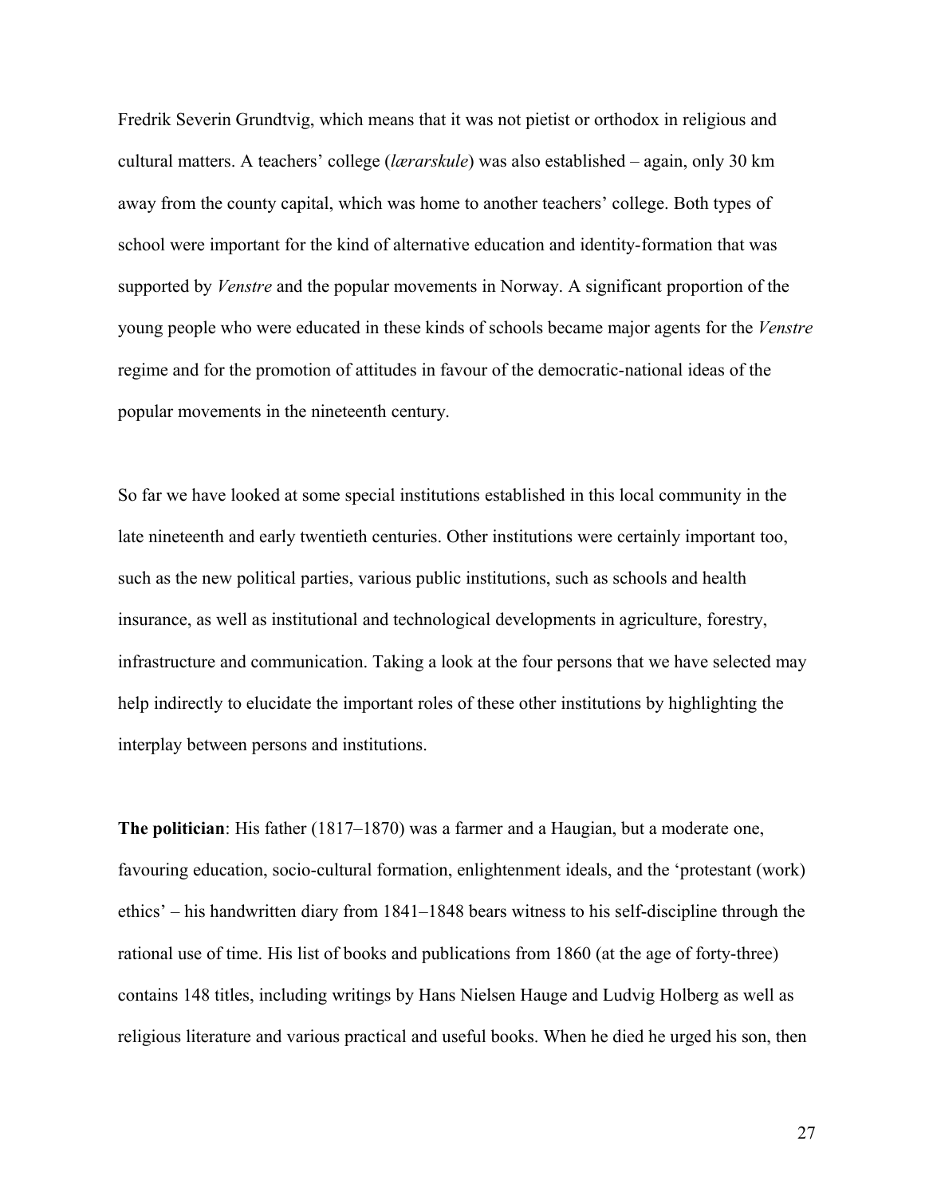Fredrik Severin Grundtvig, which means that it was not pietist or orthodox in religious and cultural matters. A teachers' college (*lærarskule*) was also established – again, only 30 km away from the county capital, which was home to another teachers' college. Both types of school were important for the kind of alternative education and identity-formation that was supported by *Venstre* and the popular movements in Norway. A significant proportion of the young people who were educated in these kinds of schools became major agents for the *Venstre* regime and for the promotion of attitudes in favour of the democratic-national ideas of the popular movements in the nineteenth century.

So far we have looked at some special institutions established in this local community in the late nineteenth and early twentieth centuries. Other institutions were certainly important too, such as the new political parties, various public institutions, such as schools and health insurance, as well as institutional and technological developments in agriculture, forestry, infrastructure and communication. Taking a look at the four persons that we have selected may help indirectly to elucidate the important roles of these other institutions by highlighting the interplay between persons and institutions.

**The politician**: His father (1817–1870) was a farmer and a Haugian, but a moderate one, favouring education, socio-cultural formation, enlightenment ideals, and the 'protestant (work) ethics' – his handwritten diary from 1841–1848 bears witness to his self-discipline through the rational use of time. His list of books and publications from 1860 (at the age of forty-three) contains 148 titles, including writings by Hans Nielsen Hauge and Ludvig Holberg as well as religious literature and various practical and useful books. When he died he urged his son, then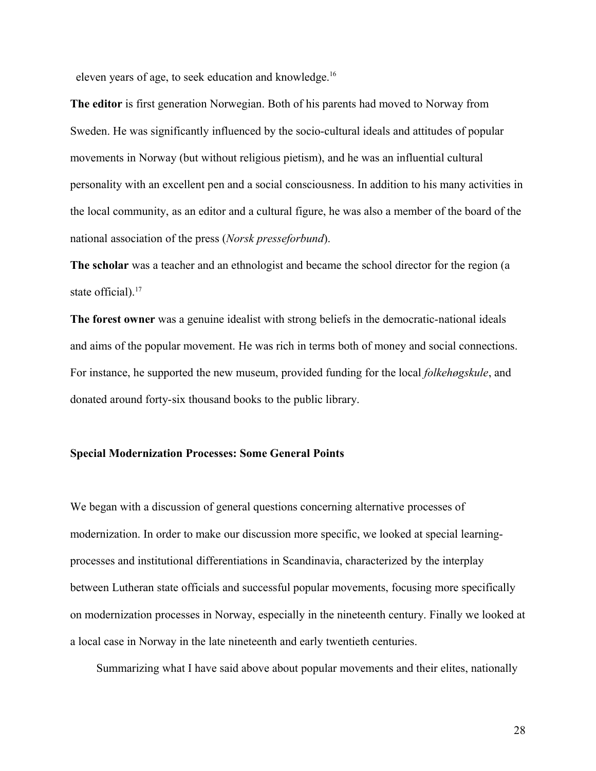eleven years of age, to seek education and knowledge.[16]

**The editor** is first generation Norwegian. Both of his parents had moved to Norway from Sweden. He was significantly influenced by the socio-cultural ideals and attitudes of popular movements in Norway (but without religious pietism), and he was an influential cultural personality with an excellent pen and a social consciousness. In addition to his many activities in the local community, as an editor and a cultural figure, he was also a member of the board of the national association of the press (*Norsk presseforbund*).

**The scholar** was a teacher and an ethnologist and became the school director for the region (a state official).[17]

**The forest owner** was a genuine idealist with strong beliefs in the democratic-national ideals and aims of the popular movement. He was rich in terms both of money and social connections. For instance, he supported the new museum, provided funding for the local *folkehøgskule*, and donated around forty-six thousand books to the public library.

### Special Modernization Processes: Some General Points

We began with a discussion of general questions concerning alternative processes of modernization. In order to make our discussion more specific, we looked at special learning-processes and institutional differentiations in Scandinavia, characterized by the interplay between Lutheran state officials and successful popular movements, focusing more specifically on modernization processes in Norway, especially in the nineteenth century. Finally we looked at a local case in Norway in the late nineteenth and early twentieth centuries.

Summarizing what I have said above about popular movements and their elites, nationally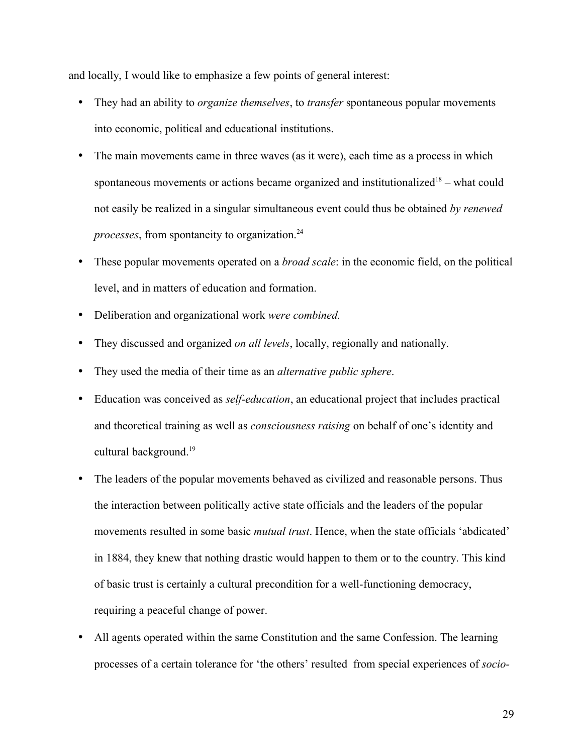and locally, I would like to emphasize a few points of general interest:

- They had an ability to *organize themselves*, to *transfer* spontaneous popular movements into economic, political and educational institutions.
- The main movements came in three waves (as it were), each time as a process in which spontaneous movements or actions became organized and institutionalized[18] – what could not easily be realized in a singular simultaneous event could thus be obtained *by renewed processes*, from spontaneity to organization.[24]
- These popular movements operated on a *broad scale*: in the economic field, on the political level, and in matters of education and formation.
- Deliberation and organizational work *were combined.*
- They discussed and organized *on all levels*, locally, regionally and nationally.
- They used the media of their time as an *alternative public sphere*.
- Education was conceived as *self-education*, an educational project that includes practical and theoretical training as well as *consciousness raising* on behalf of one's identity and cultural background.[19]
- The leaders of the popular movements behaved as civilized and reasonable persons. Thus the interaction between politically active state officials and the leaders of the popular movements resulted in some basic *mutual trust*. Hence, when the state officials 'abdicated' in 1884, they knew that nothing drastic would happen to them or to the country. This kind of basic trust is certainly a cultural precondition for a well-functioning democracy, requiring a peaceful change of power.
- All agents operated within the same Constitution and the same Confession. The learning processes of a certain tolerance for 'the others' resulted from special experiences of *socio-*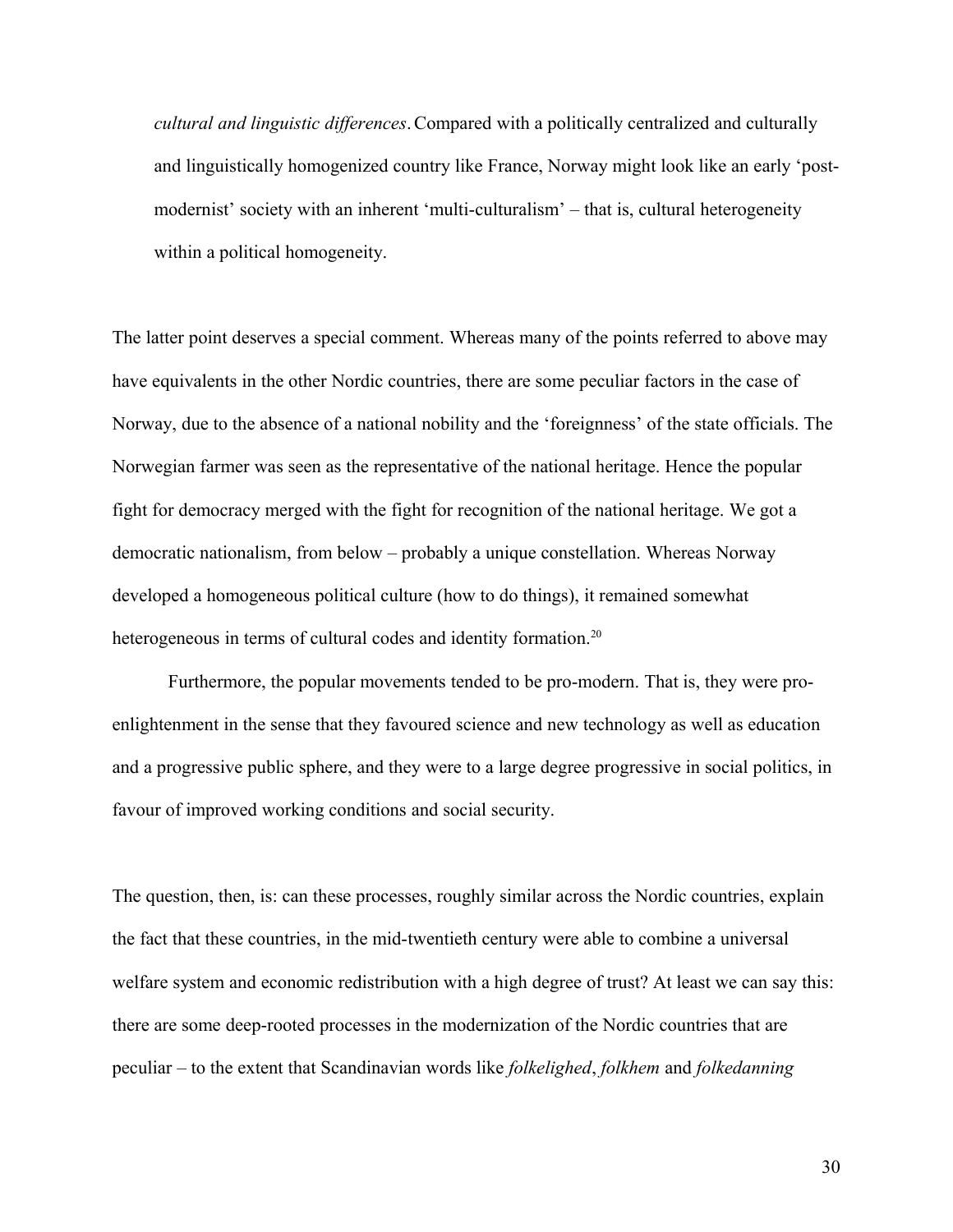*cultural and linguistic differences*. Compared with a politically centralized and culturally and linguistically homogenized country like France, Norway might look like an early 'post-modernist' society with an inherent 'multi-culturalism' – that is, cultural heterogeneity within a political homogeneity.

The latter point deserves a special comment. Whereas many of the points referred to above may have equivalents in the other Nordic countries, there are some peculiar factors in the case of Norway, due to the absence of a national nobility and the 'foreignness' of the state officials. The Norwegian farmer was seen as the representative of the national heritage. Hence the popular fight for democracy merged with the fight for recognition of the national heritage. We got a democratic nationalism, from below – probably a unique constellation. Whereas Norway developed a homogeneous political culture (how to do things), it remained somewhat heterogeneous in terms of cultural codes and identity formation.[20]

Furthermore, the popular movements tended to be pro-modern. That is, they were pro-enlightenment in the sense that they favoured science and new technology as well as education and a progressive public sphere, and they were to a large degree progressive in social politics, in favour of improved working conditions and social security.

The question, then, is: can these processes, roughly similar across the Nordic countries, explain the fact that these countries, in the mid-twentieth century were able to combine a universal welfare system and economic redistribution with a high degree of trust? At least we can say this: there are some deep-rooted processes in the modernization of the Nordic countries that are peculiar – to the extent that Scandinavian words like *folkelighed*, *folkhem* and *folkedanning*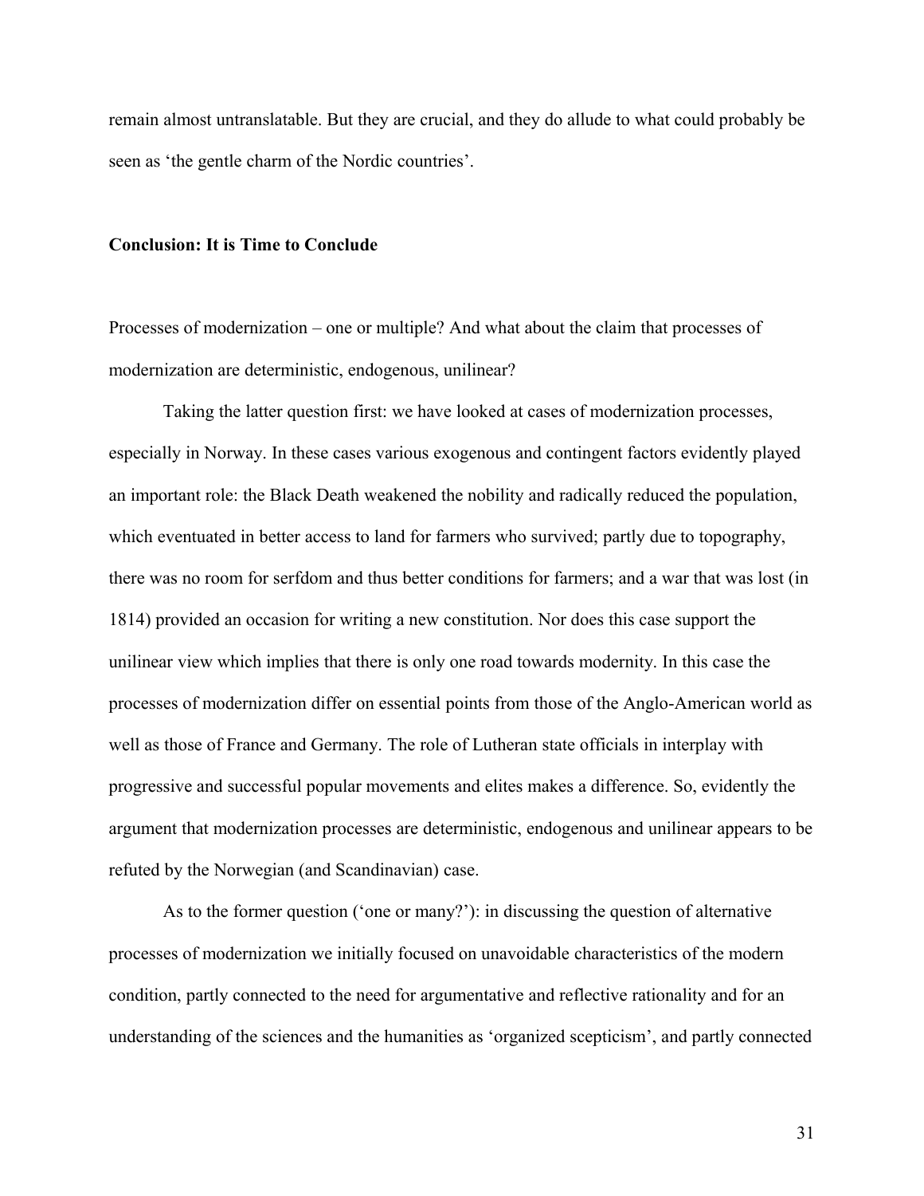remain almost untranslatable. But they are crucial, and they do allude to what could probably be seen as 'the gentle charm of the Nordic countries'.

## Conclusion: It is Time to Conclude

Processes of modernization – one or multiple? And what about the claim that processes of modernization are deterministic, endogenous, unilinear?

Taking the latter question first: we have looked at cases of modernization processes, especially in Norway. In these cases various exogenous and contingent factors evidently played an important role: the Black Death weakened the nobility and radically reduced the population, which eventuated in better access to land for farmers who survived; partly due to topography, there was no room for serfdom and thus better conditions for farmers; and a war that was lost (in 1814) provided an occasion for writing a new constitution. Nor does this case support the unilinear view which implies that there is only one road towards modernity. In this case the processes of modernization differ on essential points from those of the Anglo-American world as well as those of France and Germany. The role of Lutheran state officials in interplay with progressive and successful popular movements and elites makes a difference. So, evidently the argument that modernization processes are deterministic, endogenous and unilinear appears to be refuted by the Norwegian (and Scandinavian) case.

As to the former question ('one or many?'): in discussing the question of alternative processes of modernization we initially focused on unavoidable characteristics of the modern condition, partly connected to the need for argumentative and reflective rationality and for an understanding of the sciences and the humanities as 'organized scepticism', and partly connected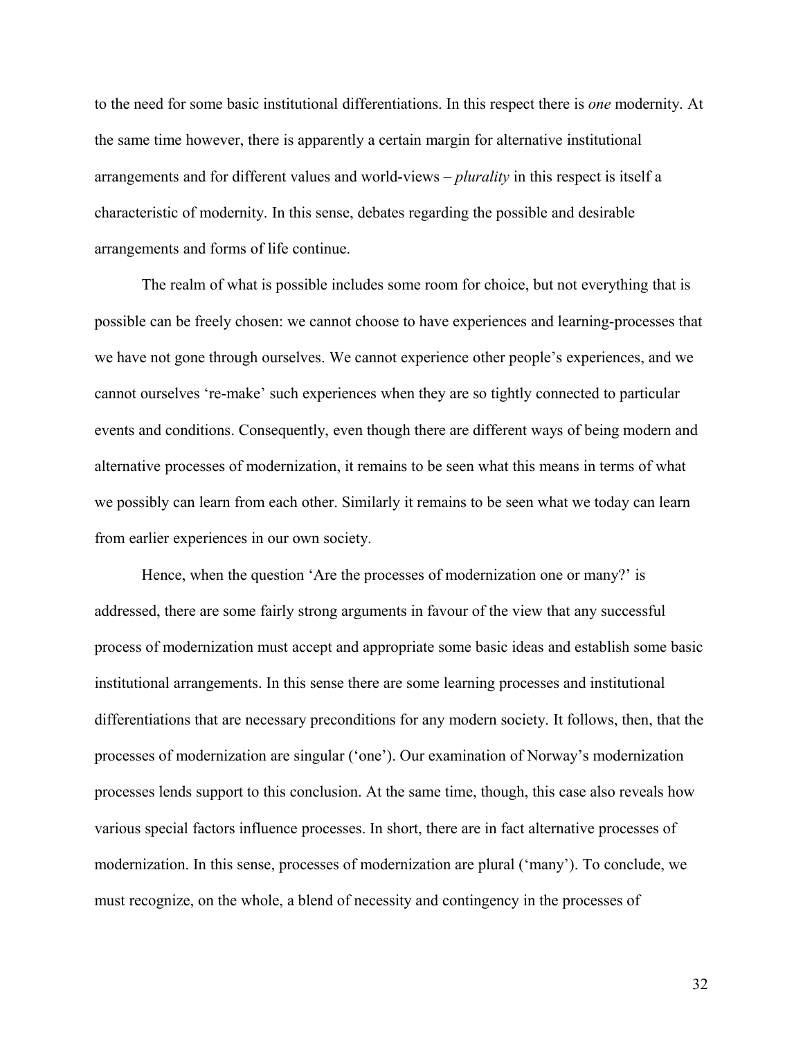to the need for some basic institutional differentiations. In this respect there is *one* modernity. At the same time however, there is apparently a certain margin for alternative institutional arrangements and for different values and world-views – *plurality* in this respect is itself a characteristic of modernity. In this sense, debates regarding the possible and desirable arrangements and forms of life continue.

The realm of what is possible includes some room for choice, but not everything that is possible can be freely chosen: we cannot choose to have experiences and learning-processes that we have not gone through ourselves. We cannot experience other people's experiences, and we cannot ourselves 're-make' such experiences when they are so tightly connected to particular events and conditions. Consequently, even though there are different ways of being modern and alternative processes of modernization, it remains to be seen what this means in terms of what we possibly can learn from each other. Similarly it remains to be seen what we today can learn from earlier experiences in our own society.

Hence, when the question 'Are the processes of modernization one or many?' is addressed, there are some fairly strong arguments in favour of the view that any successful process of modernization must accept and appropriate some basic ideas and establish some basic institutional arrangements. In this sense there are some learning processes and institutional differentiations that are necessary preconditions for any modern society. It follows, then, that the processes of modernization are singular ('one'). Our examination of Norway's modernization processes lends support to this conclusion. At the same time, though, this case also reveals how various special factors influence processes. In short, there are in fact alternative processes of modernization. In this sense, processes of modernization are plural ('many'). To conclude, we must recognize, on the whole, a blend of necessity and contingency in the processes of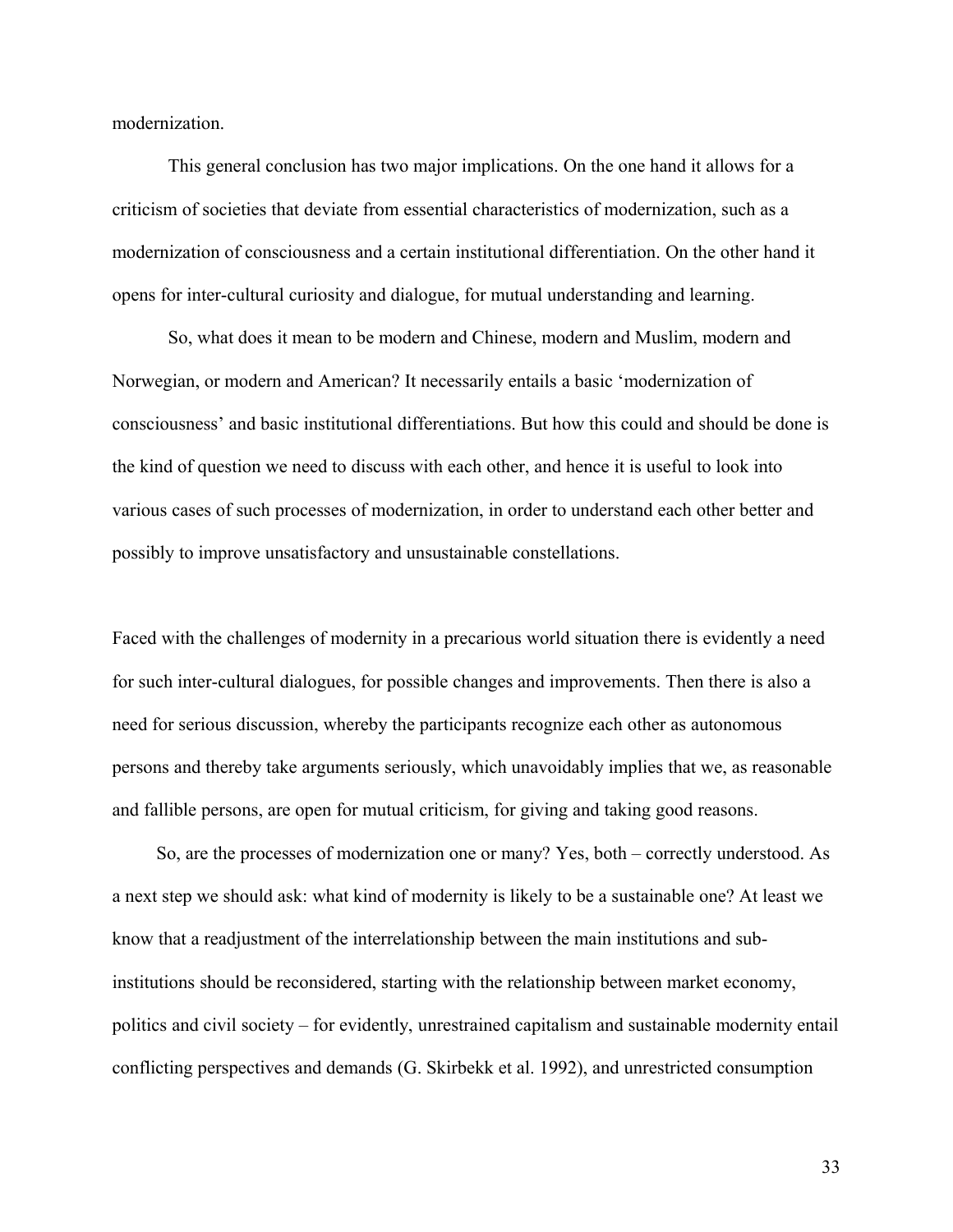modernization.

This general conclusion has two major implications. On the one hand it allows for a criticism of societies that deviate from essential characteristics of modernization, such as a modernization of consciousness and a certain institutional differentiation. On the other hand it opens for inter-cultural curiosity and dialogue, for mutual understanding and learning.

So, what does it mean to be modern and Chinese, modern and Muslim, modern and Norwegian, or modern and American? It necessarily entails a basic 'modernization of consciousness' and basic institutional differentiations. But how this could and should be done is the kind of question we need to discuss with each other, and hence it is useful to look into various cases of such processes of modernization, in order to understand each other better and possibly to improve unsatisfactory and unsustainable constellations.

Faced with the challenges of modernity in a precarious world situation there is evidently a need for such inter-cultural dialogues, for possible changes and improvements. Then there is also a need for serious discussion, whereby the participants recognize each other as autonomous persons and thereby take arguments seriously, which unavoidably implies that we, as reasonable and fallible persons, are open for mutual criticism, for giving and taking good reasons.

So, are the processes of modernization one or many? Yes, both – correctly understood. As a next step we should ask: what kind of modernity is likely to be a sustainable one? At least we know that a readjustment of the interrelationship between the main institutions and sub-institutions should be reconsidered, starting with the relationship between market economy, politics and civil society – for evidently, unrestrained capitalism and sustainable modernity entail conflicting perspectives and demands (G. Skirbekk et al. 1992), and unrestricted consumption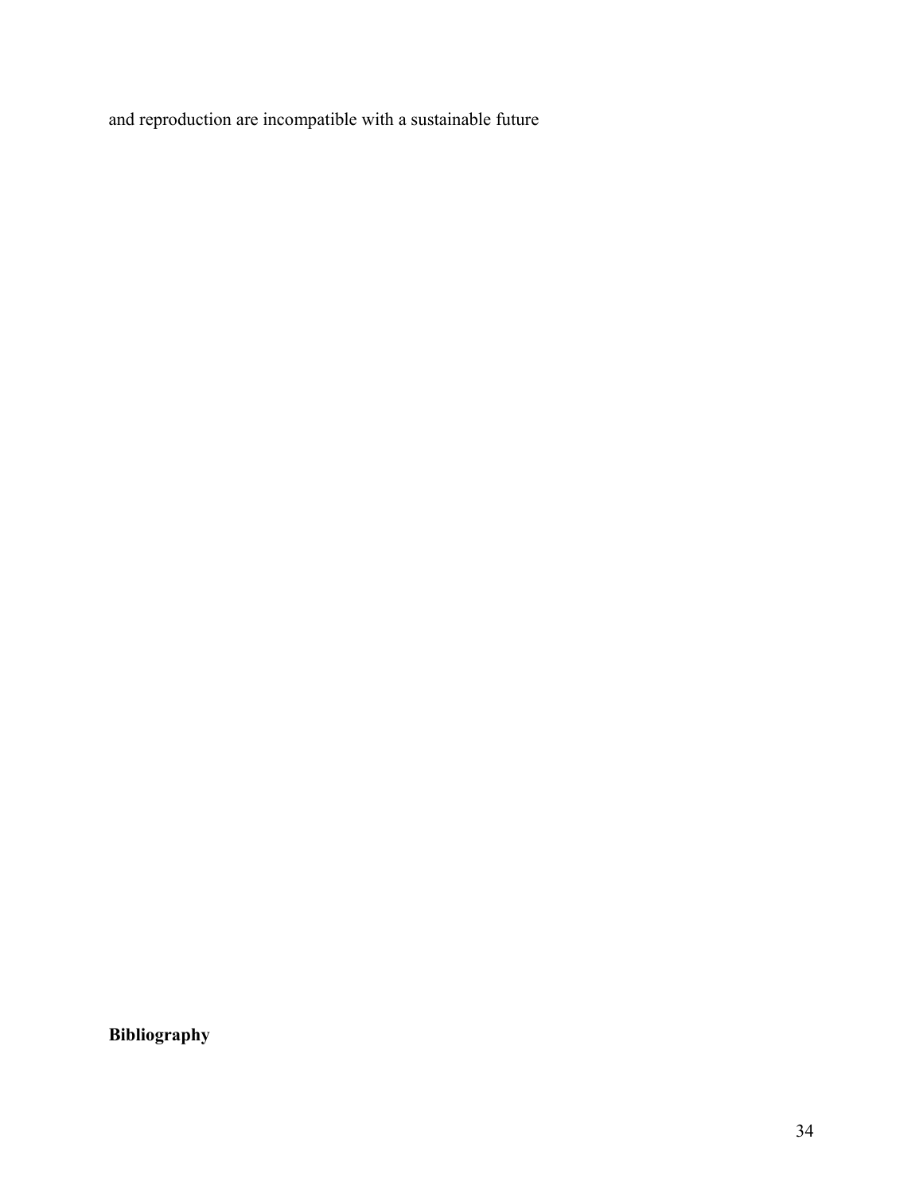and reproduction are incompatible with a sustainable future

**Bibliography**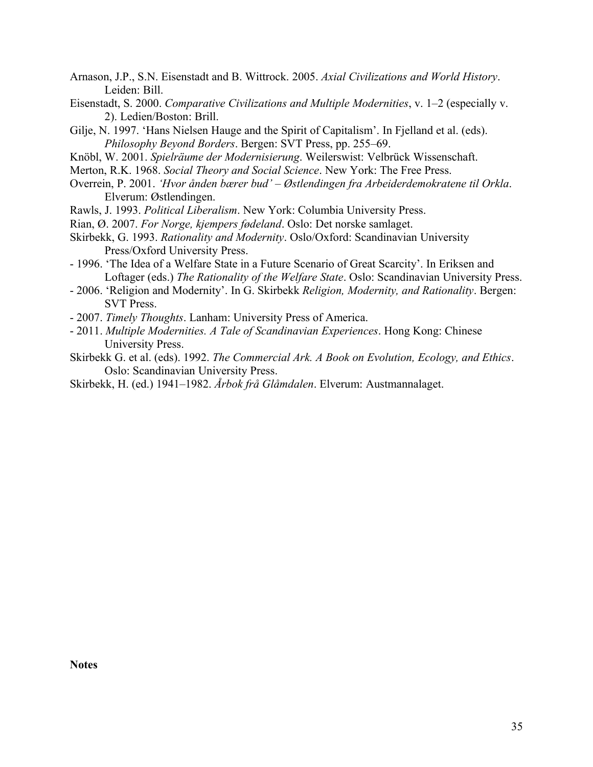Arnason, J.P., S.N. Eisenstadt and B. Wittrock. 2005. *Axial Civilizations and World History*. Leiden: Bill.

Eisenstadt, S. 2000. *Comparative Civilizations and Multiple Modernities*, v. 1–2 (especially v. 2). Ledien/Boston: Brill.

Gilje, N. 1997. 'Hans Nielsen Hauge and the Spirit of Capitalism'. In Fjelland et al. (eds). *Philosophy Beyond Borders*. Bergen: SVT Press, pp. 255–69.

Knöbl, W. 2001. *Spielräume der Modernisierung*. Weilerswist: Velbrück Wissenschaft.

Merton, R.K. 1968. *Social Theory and Social Science*. New York: The Free Press.

Overrein, P. 2001. *'Hvor ånden bærer bud' – Østlendingen fra Arbeiderdemokratene til Orkla*. Elverum: Østlendingen.

Rawls, J. 1993. *Political Liberalism*. New York: Columbia University Press.

Rian, Ø. 2007. *For Norge, kjempers fødeland*. Oslo: Det norske samlaget.

Skirbekk, G. 1993. *Rationality and Modernity*. Oslo/Oxford: Scandinavian University Press/Oxford University Press.

- 1996. 'The Idea of a Welfare State in a Future Scenario of Great Scarcity'. In Eriksen and Loftager (eds.) *The Rationality of the Welfare State*. Oslo: Scandinavian University Press.
- 2006. 'Religion and Modernity'. In G. Skirbekk *Religion, Modernity, and Rationality*. Bergen: SVT Press.
- 2007. *Timely Thoughts*. Lanham: University Press of America.
- 2011. *Multiple Modernities. A Tale of Scandinavian Experiences*. Hong Kong: Chinese University Press.

Skirbekk G. et al. (eds). 1992. *The Commercial Ark. A Book on Evolution, Ecology, and Ethics*. Oslo: Scandinavian University Press.

Skirbekk, H. (ed.) 1941–1982. *Årbok frå Glåmdalen*. Elverum: Austmannalaget.

**Notes**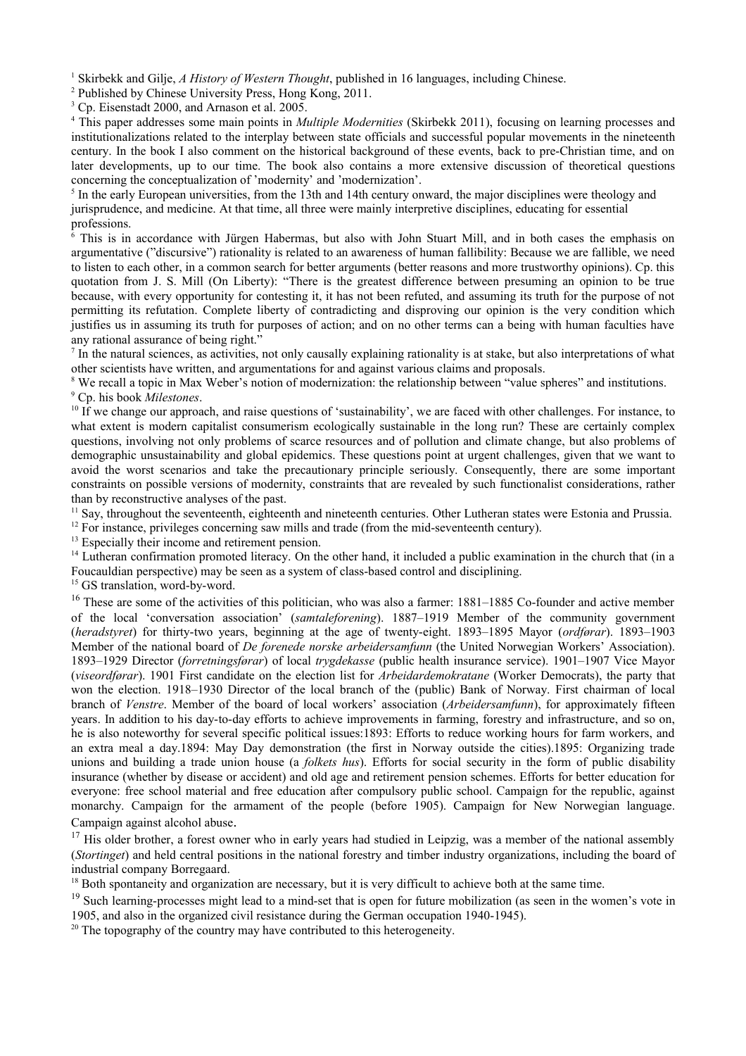[1] Skirbekk and Gilje, *A History of Western Thought*, published in 16 languages, including Chinese.

[2] Published by Chinese University Press, Hong Kong, 2011.

[3] Cp. Eisenstadt 2000, and Arnason et al. 2005.

[4] This paper addresses some main points in *Multiple Modernities* (Skirbekk 2011), focusing on learning processes and institutionalizations related to the interplay between state officials and successful popular movements in the nineteenth century. In the book I also comment on the historical background of these events, back to pre-Christian time, and on later developments, up to our time. The book also contains a more extensive discussion of theoretical questions concerning the conceptualization of 'modernity' and 'modernization'.

[5] In the early European universities, from the 13th and 14th century onward, the major disciplines were theology and jurisprudence, and medicine. At that time, all three were mainly interpretive disciplines, educating for essential professions.

[6] This is in accordance with Jürgen Habermas, but also with John Stuart Mill, and in both cases the emphasis on argumentative ("discursive") rationality is related to an awareness of human fallibility: Because we are fallible, we need to listen to each other, in a common search for better arguments (better reasons and more trustworthy opinions). Cp. this quotation from J. S. Mill (On Liberty): "There is the greatest difference between presuming an opinion to be true because, with every opportunity for contesting it, it has not been refuted, and assuming its truth for the purpose of not permitting its refutation. Complete liberty of contradicting and disproving our opinion is the very condition which justifies us in assuming its truth for purposes of action; and on no other terms can a being with human faculties have any rational assurance of being right."

[7] In the natural sciences, as activities, not only causally explaining rationality is at stake, but also interpretations of what other scientists have written, and argumentations for and against various claims and proposals.

[8] We recall a topic in Max Weber's notion of modernization: the relationship between "value spheres" and institutions.

[9] Cp. his book *Milestones*.

[10] If we change our approach, and raise questions of 'sustainability', we are faced with other challenges. For instance, to what extent is modern capitalist consumerism ecologically sustainable in the long run? These are certainly complex questions, involving not only problems of scarce resources and of pollution and climate change, but also problems of demographic unsustainability and global epidemics. These questions point at urgent challenges, given that we want to avoid the worst scenarios and take the precautionary principle seriously. Consequently, there are some important constraints on possible versions of modernity, constraints that are revealed by such functionalist considerations, rather than by reconstructive analyses of the past.

[11] Say, throughout the seventeenth, eighteenth and nineteenth centuries. Other Lutheran states were Estonia and Prussia.

[12] For instance, privileges concerning saw mills and trade (from the mid-seventeenth century).

[13] Especially their income and retirement pension.

[14] Lutheran confirmation promoted literacy. On the other hand, it included a public examination in the church that (in a Foucauldian perspective) may be seen as a system of class-based control and disciplining.

[15] GS translation, word-by-word.

[16] These are some of the activities of this politician, who was also a farmer: 1881–1885 Co-founder and active member of the local 'conversation association' (*samtaleforening*). 1887–1919 Member of the community government (*heradstyret*) for thirty-two years, beginning at the age of twenty-eight. 1893–1895 Mayor (*ordførar*). 1893–1903 Member of the national board of *De forenede norske arbeidersamfunn* (the United Norwegian Workers' Association). 1893–1929 Director (*forretningsførar*) of local *trygdekasse* (public health insurance service). 1901–1907 Vice Mayor (*viseordførar*). 1901 First candidate on the election list for *Arbeidardemokratane* (Worker Democrats), the party that won the election. 1918–1930 Director of the local branch of the (public) Bank of Norway. First chairman of local branch of *Venstre*. Member of the board of local workers' association (*Arbeidersamfunn*), for approximately fifteen years. In addition to his day-to-day efforts to achieve improvements in farming, forestry and infrastructure, and so on, he is also noteworthy for several specific political issues:1893: Efforts to reduce working hours for farm workers, and an extra meal a day.1894: May Day demonstration (the first in Norway outside the cities).1895: Organizing trade unions and building a trade union house (a *folkets hus*). Efforts for social security in the form of public disability insurance (whether by disease or accident) and old age and retirement pension schemes. Efforts for better education for everyone: free school material and free education after compulsory public school. Campaign for the republic, against monarchy. Campaign for the armament of the people (before 1905). Campaign for New Norwegian language. Campaign against alcohol abuse.

[17] His older brother, a forest owner who in early years had studied in Leipzig, was a member of the national assembly (*Stortinget*) and held central positions in the national forestry and timber industry organizations, including the board of industrial company Borregaard.

[18] Both spontaneity and organization are necessary, but it is very difficult to achieve both at the same time.

[19] Such learning-processes might lead to a mind-set that is open for future mobilization (as seen in the women's vote in 1905, and also in the organized civil resistance during the German occupation 1940-1945).

[20] The topography of the country may have contributed to this heterogeneity.